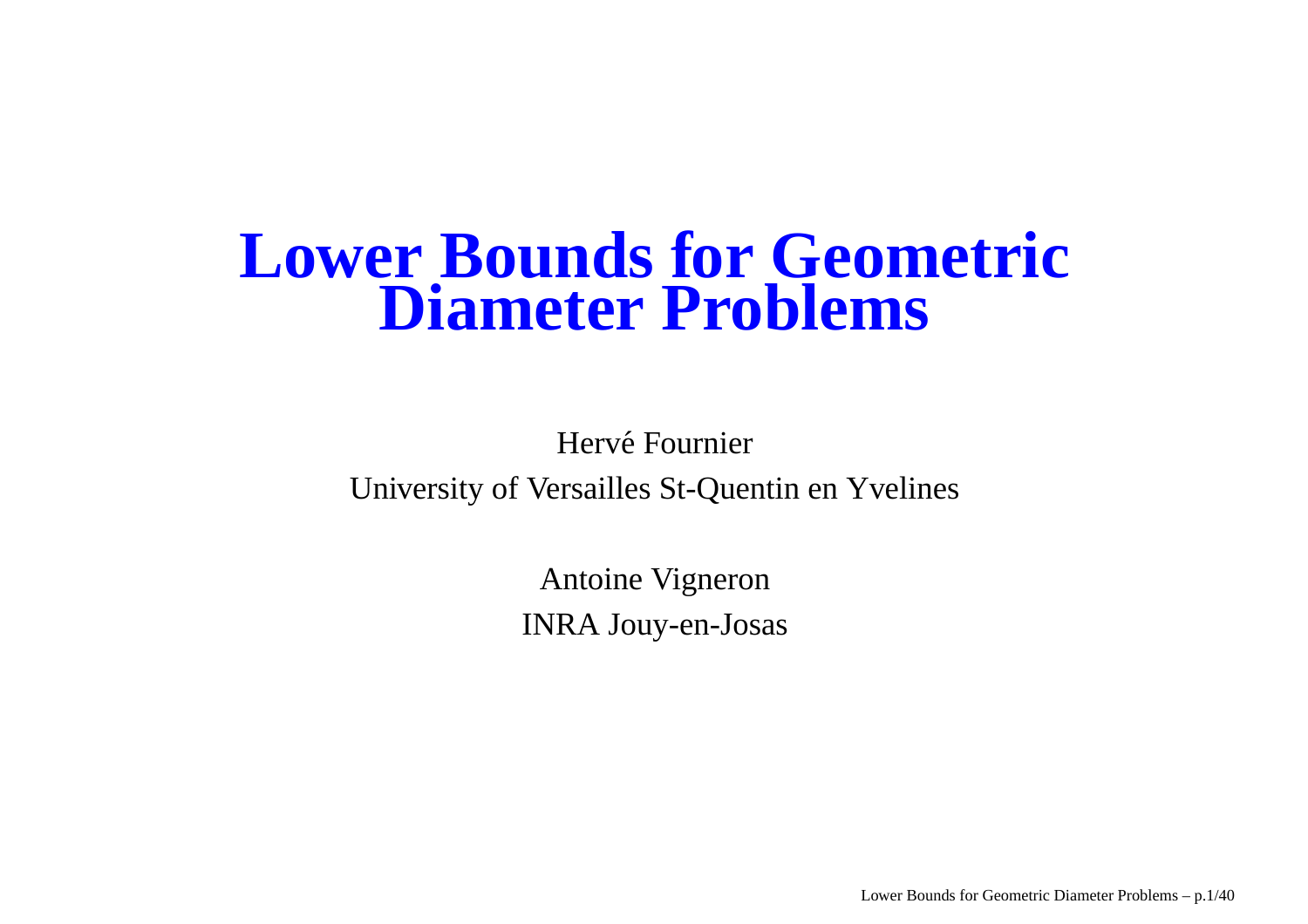# Lower Bounds for Geometric Diameter Problems

Hervé Fournier

University of Versailles St-Quentin en Yvelines

Antoine Vigneron

INRA Jouy-en-Josas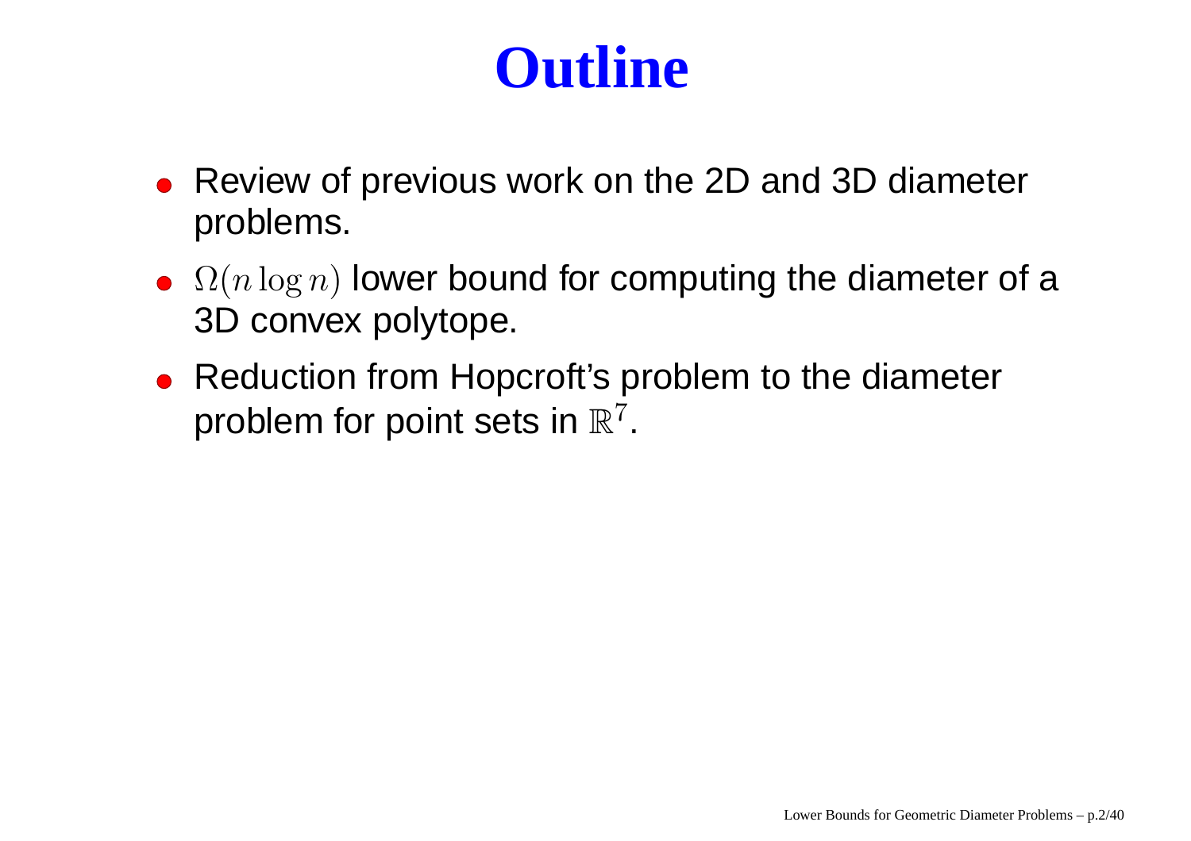# Outline

- Review of previous work on the 2D and 3D diameter problems.
- $\Omega(n \log n)$ lower bound for computing the diameter of a 3D convex polytope.
- Reduction from Hopcroft's problem to the diameter problem for point sets in $\mathbb{R}^7$.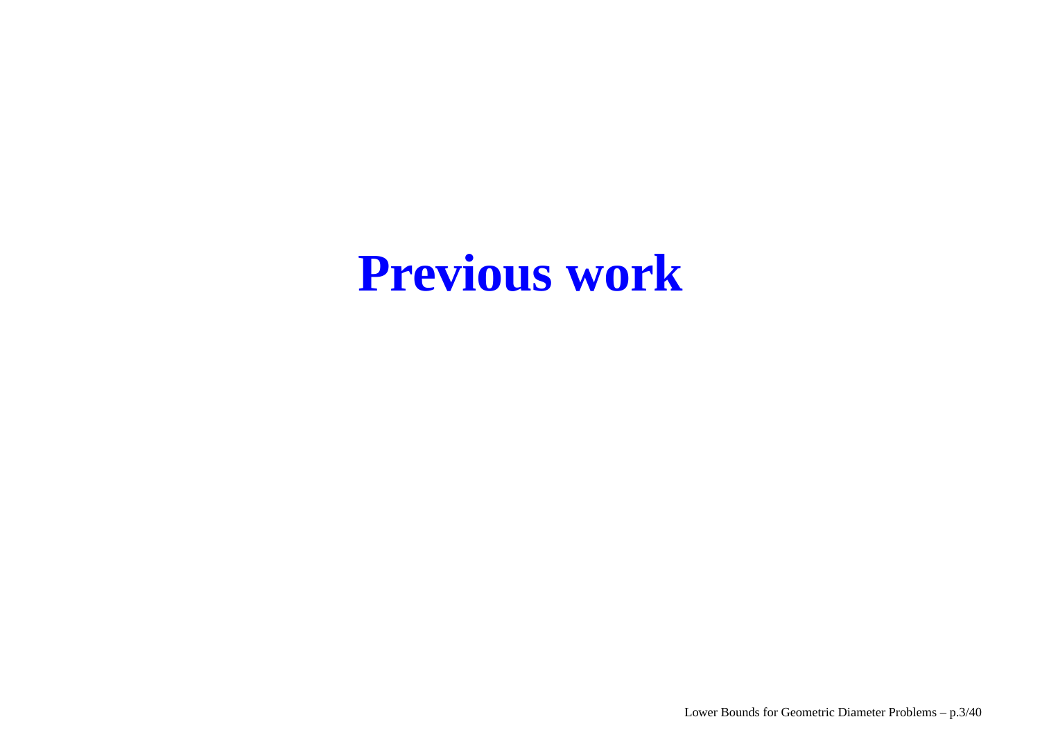# Previous work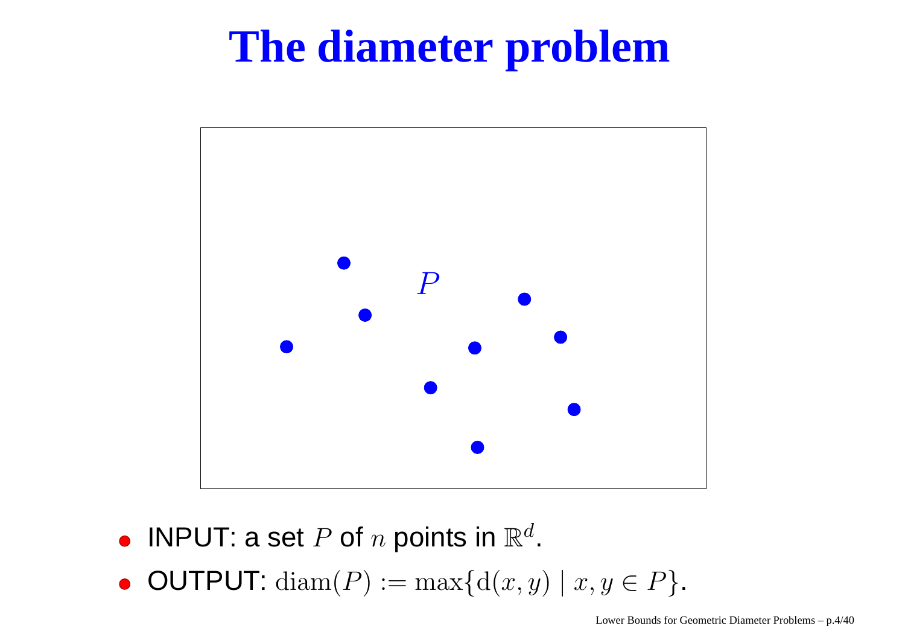# The diameter problem

- INPUT: a set $P$ of $n$ points in $\mathbb{R}^d$.
- OUTPUT: $\operatorname{diam}(P) := \max\{\mathrm{d}(x, y) \mid x, y \in P\}$.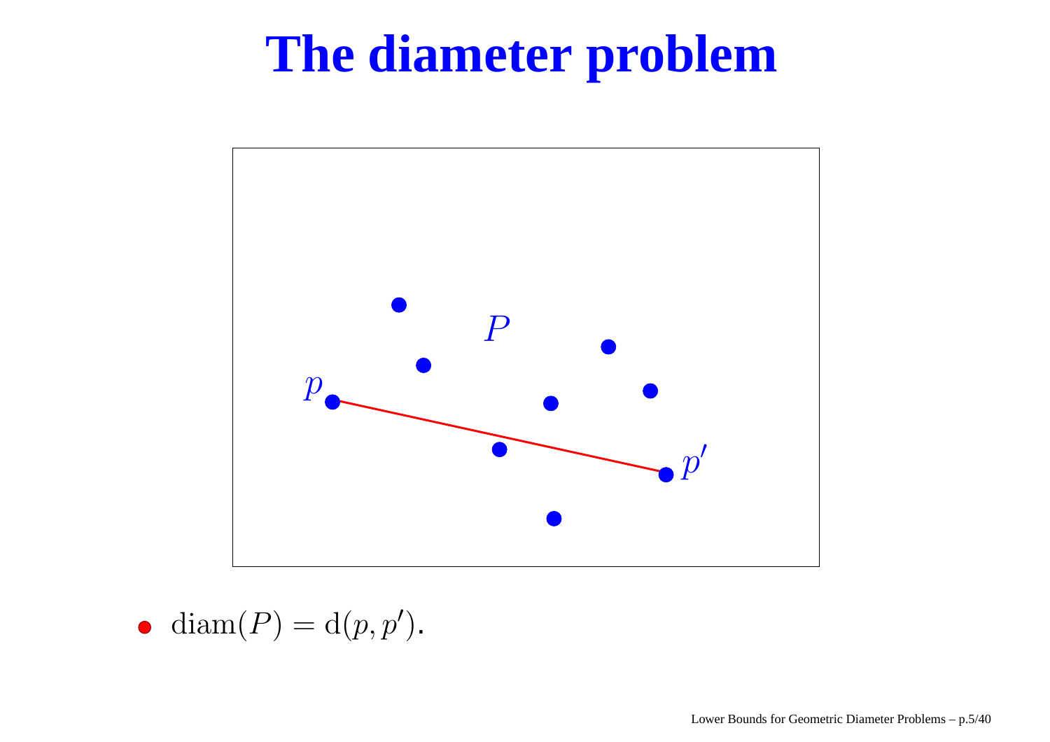# The diameter problem

- $\mathrm{diam}(P) = \mathrm{d}(p, p')$.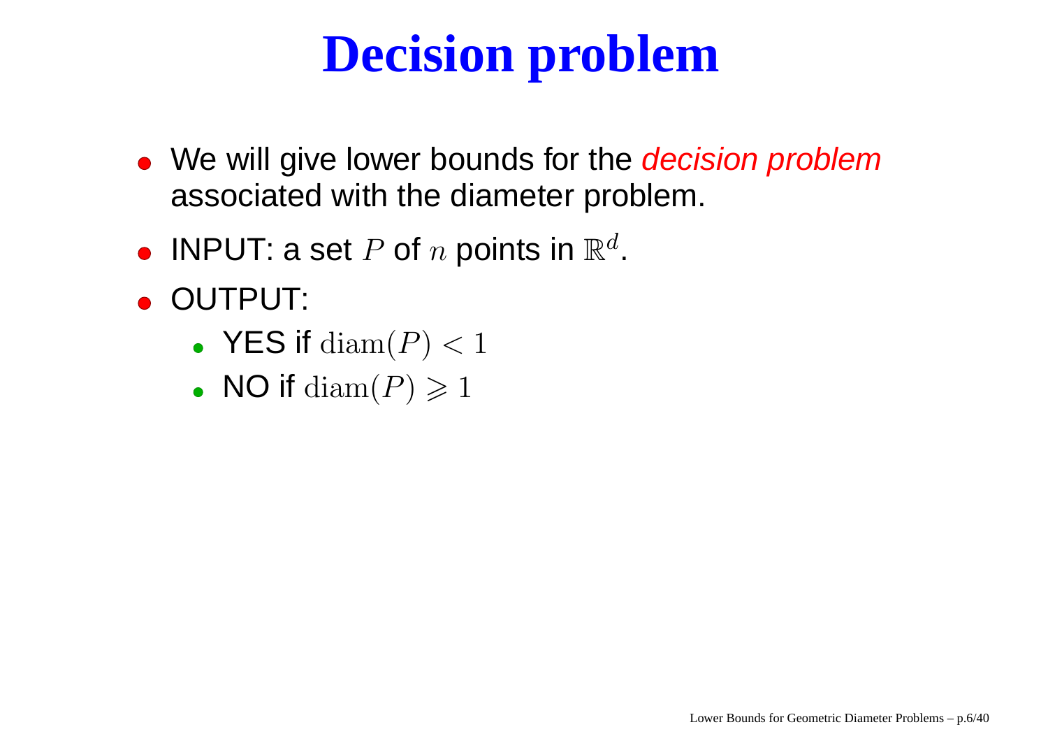# Decision problem

- We will give lower bounds for the *decision problem* associated with the diameter problem.
- INPUT: a set $P$ of $n$ points in $\mathbb{R}^d$.
- OUTPUT:
  - YES if $\mathrm{diam}(P) < 1$
  - NO if $\mathrm{diam}(P) \geqslant 1$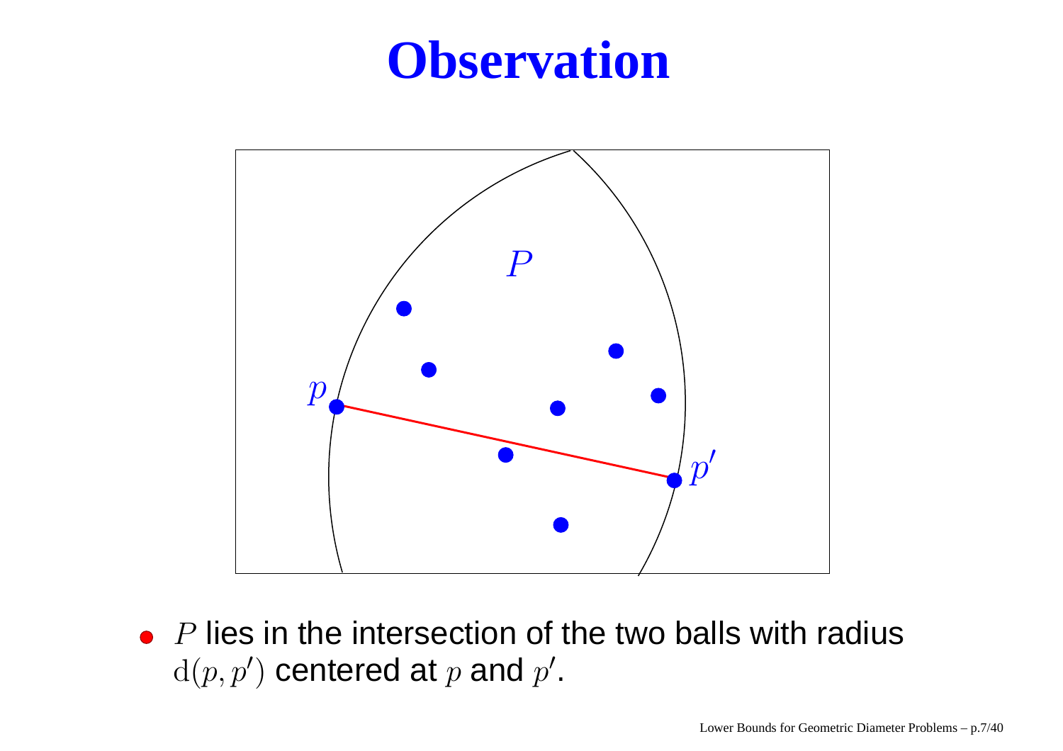# Observation

- $P$ lies in the intersection of the two balls with radius $\mathrm{d}(p, p')$ centered at $p$ and $p'$.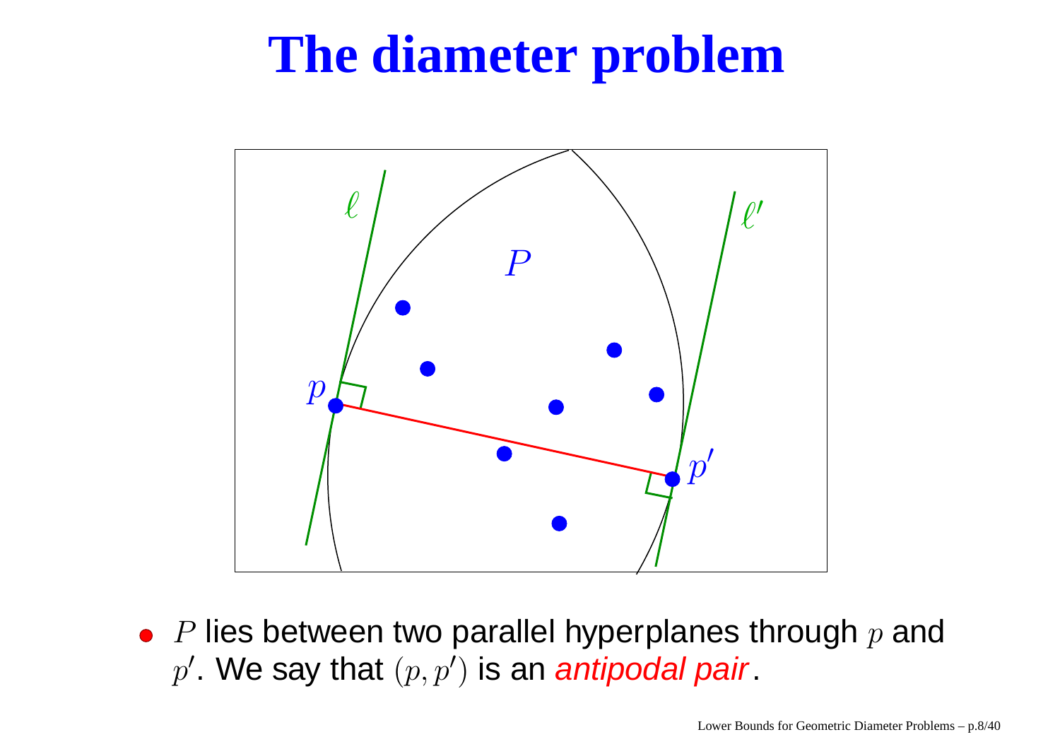# The diameter problem

- $P$ lies between two parallel hyperplanes through $p$ and $p'$. We say that $(p, p')$ is an *antipodal pair*.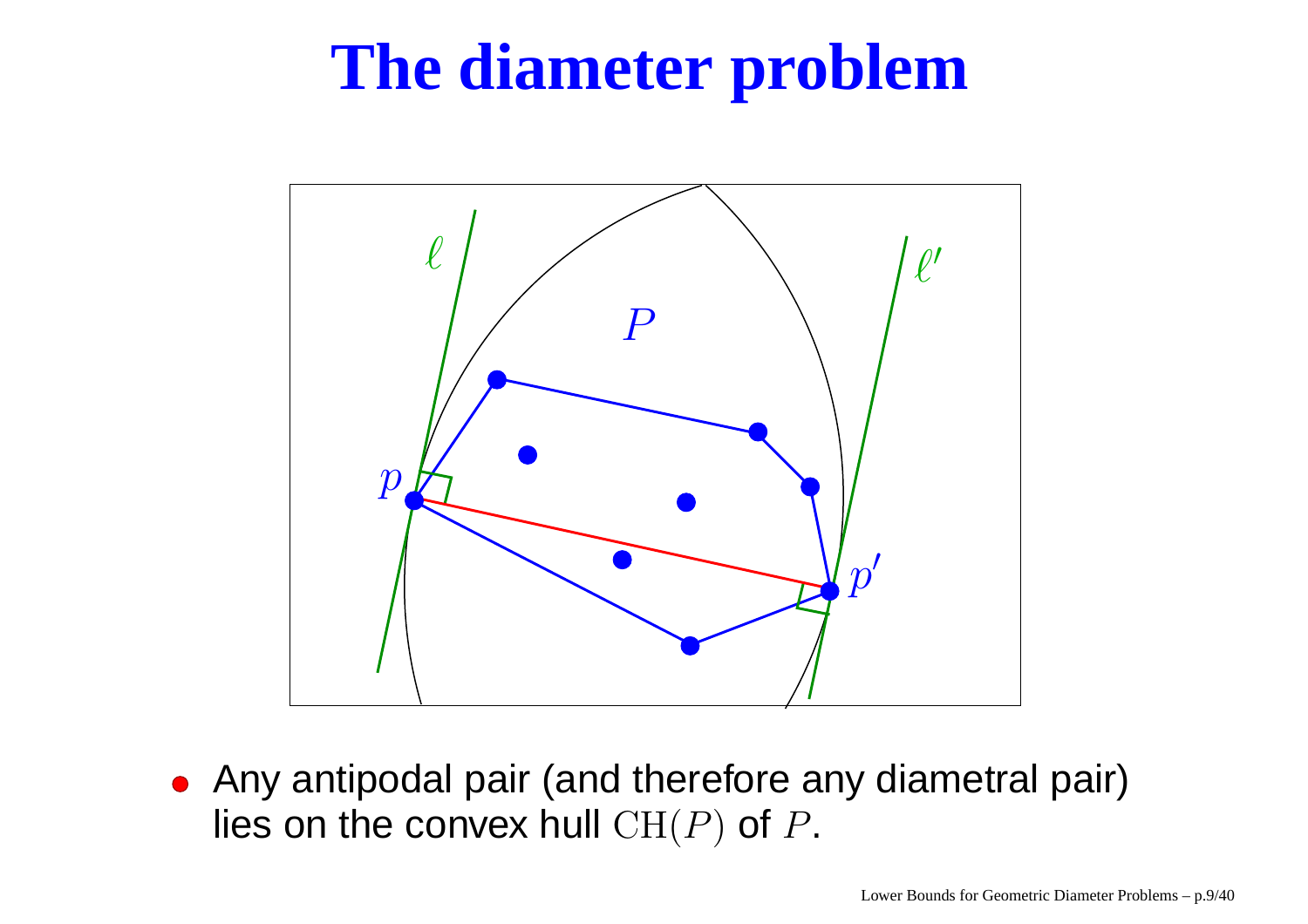# The diameter problem

- Any antipodal pair (and therefore any diametral pair) lies on the convex hull $\mathrm{CH}(P)$ of $P$.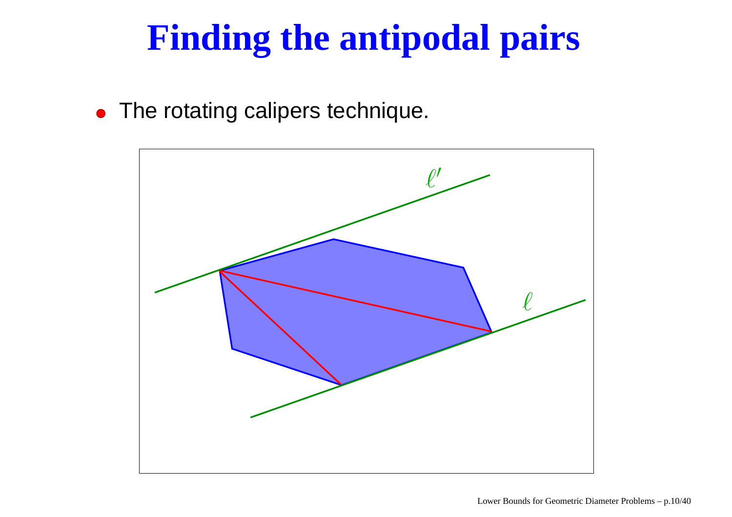# Finding the antipodal pairs

- The rotating calipers technique.

$\ell'$

$\ell$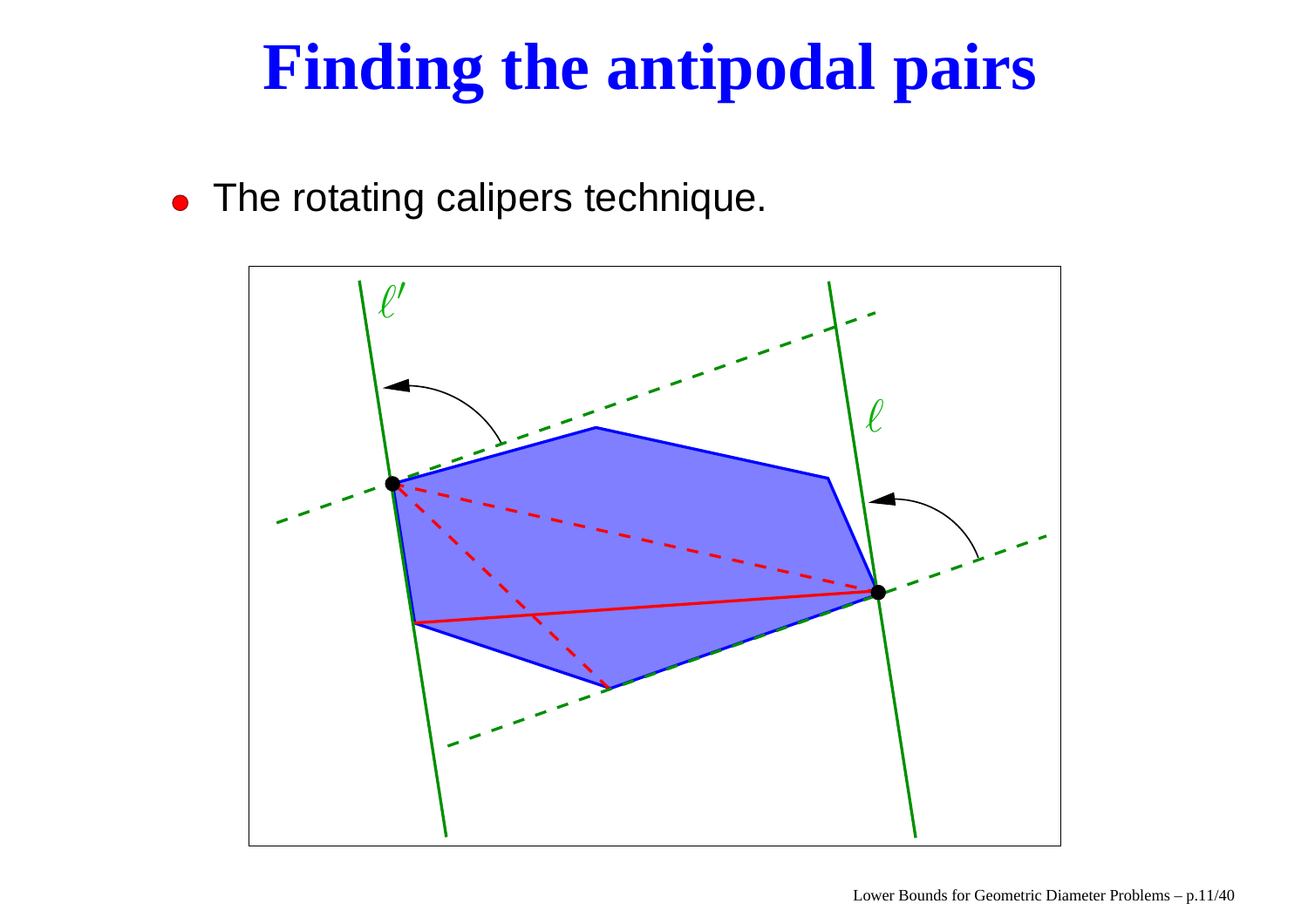# Finding the antipodal pairs

- The rotating calipers technique.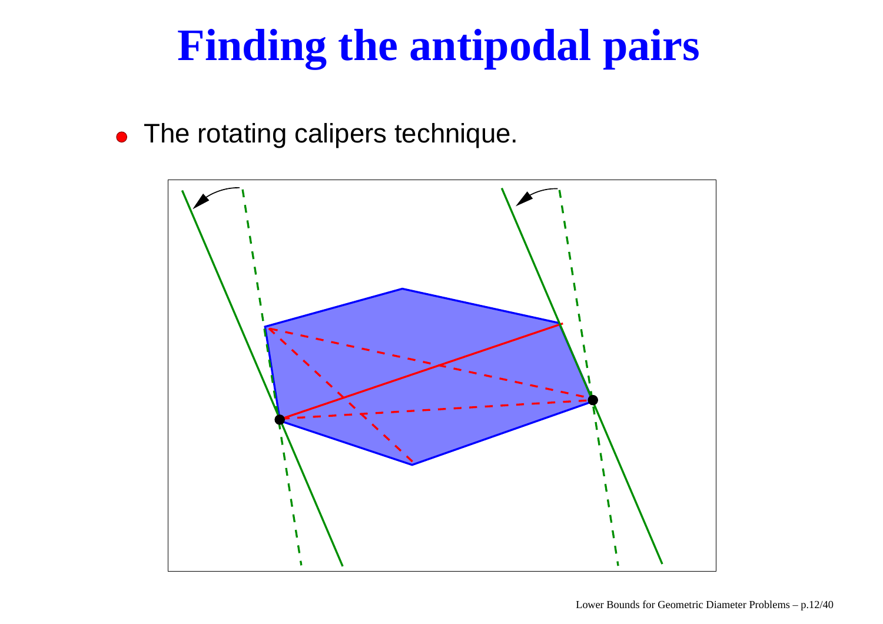# Finding the antipodal pairs

- The rotating calipers technique.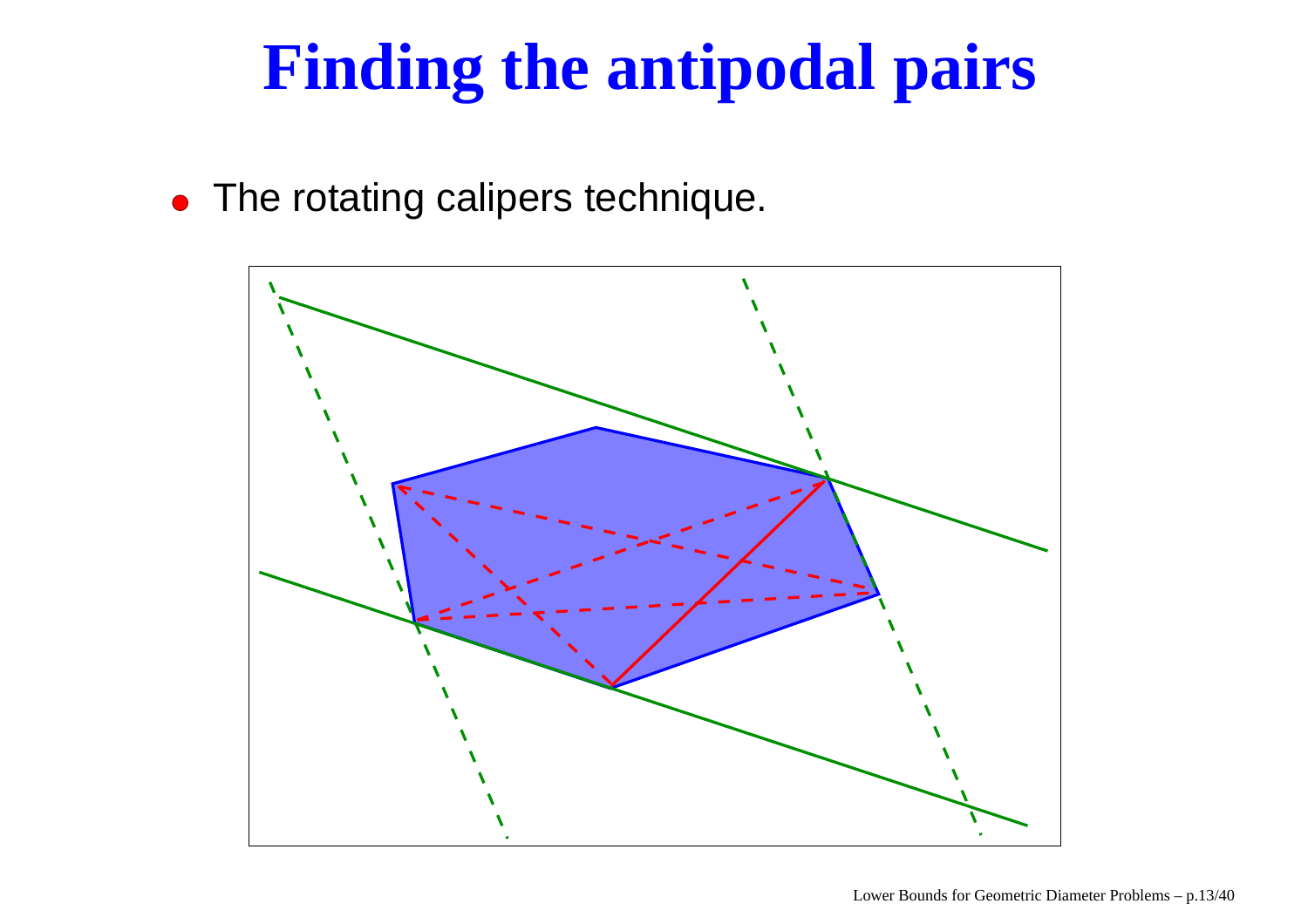# Finding the antipodal pairs

- The rotating calipers technique.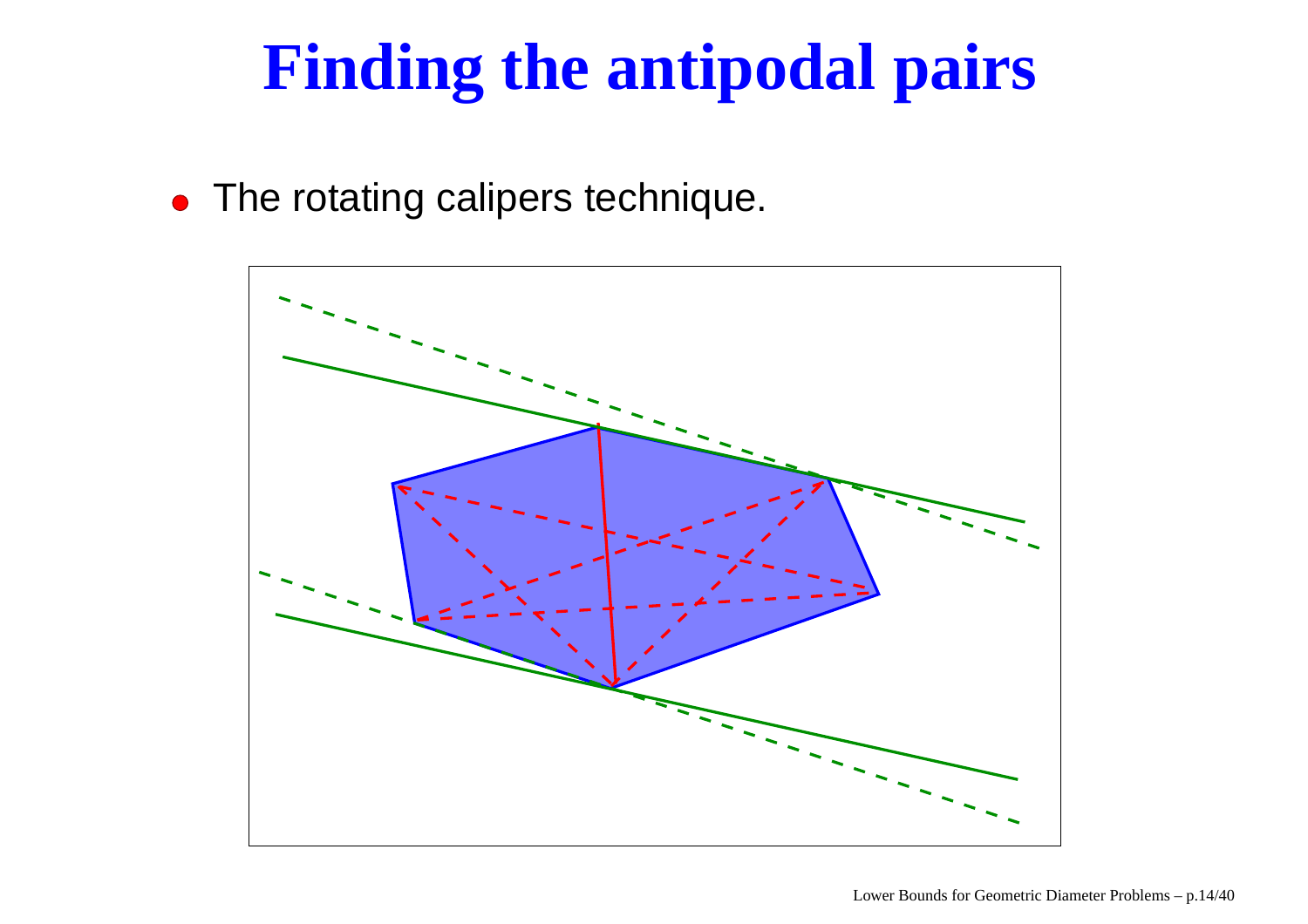# Finding the antipodal pairs

- The rotating calipers technique.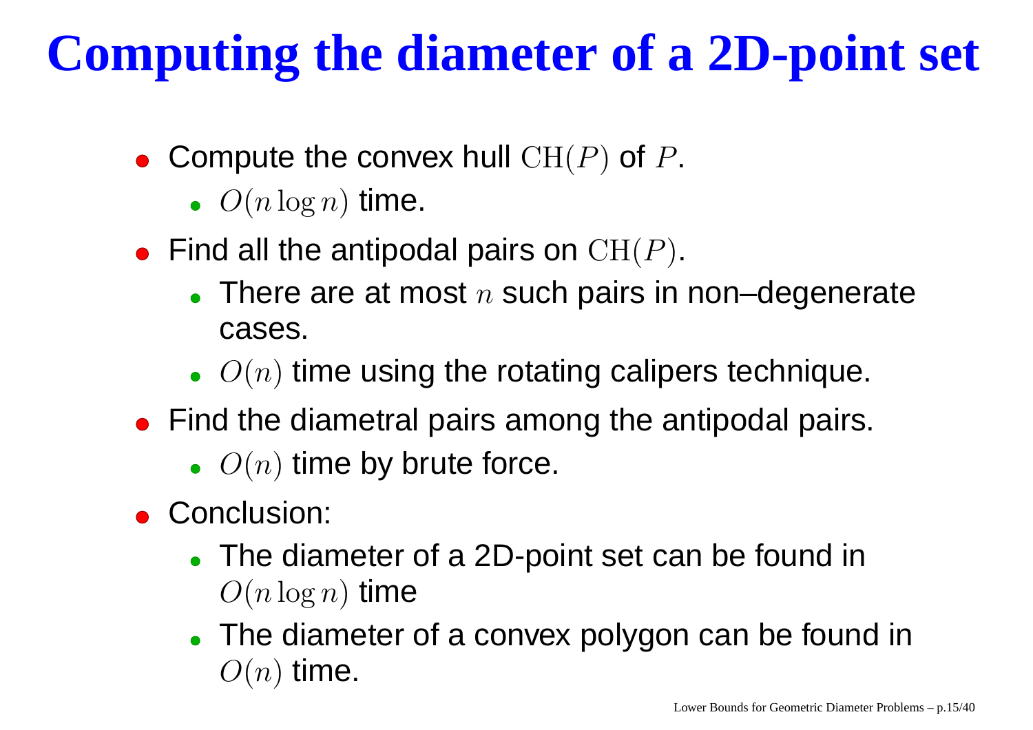# Computing the diameter of a 2D-point set

- Compute the convex hull $\mathrm{CH}(P)$ of $P$.
  - $O(n \log n)$ time.
- Find all the antipodal pairs on $\mathrm{CH}(P)$.
  - There are at most $n$ such pairs in non–degenerate cases.
  - $O(n)$ time using the rotating calipers technique.
- Find the diametral pairs among the antipodal pairs.
  - $O(n)$ time by brute force.
- Conclusion:
  - The diameter of a 2D-point set can be found in $O(n \log n)$ time
  - The diameter of a convex polygon can be found in $O(n)$ time.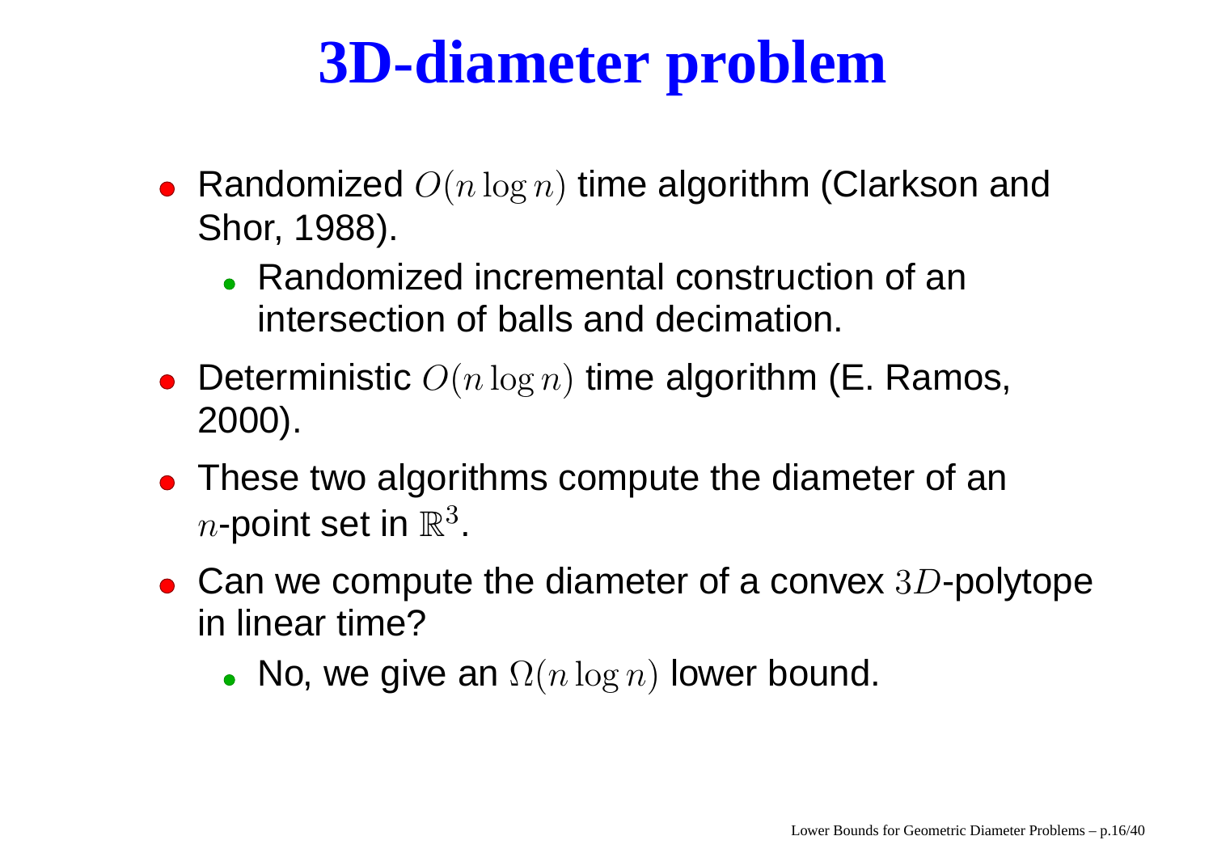# 3D-diameter problem

- Randomized $O(n \log n)$ time algorithm (Clarkson and Shor, 1988).
  - Randomized incremental construction of an intersection of balls and decimation.
- Deterministic $O(n \log n)$ time algorithm (E. Ramos, 2000).
- These two algorithms compute the diameter of an $n$-point set in $\mathbb{R}^3$.
- Can we compute the diameter of a convex $3D$-polytope in linear time?
  - No, we give an $\Omega(n \log n)$ lower bound.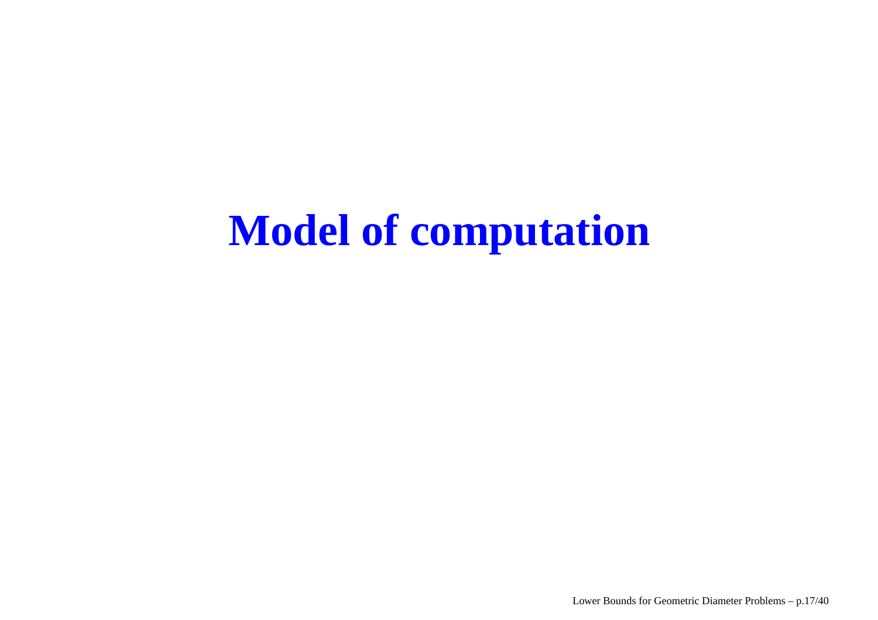# Model of computation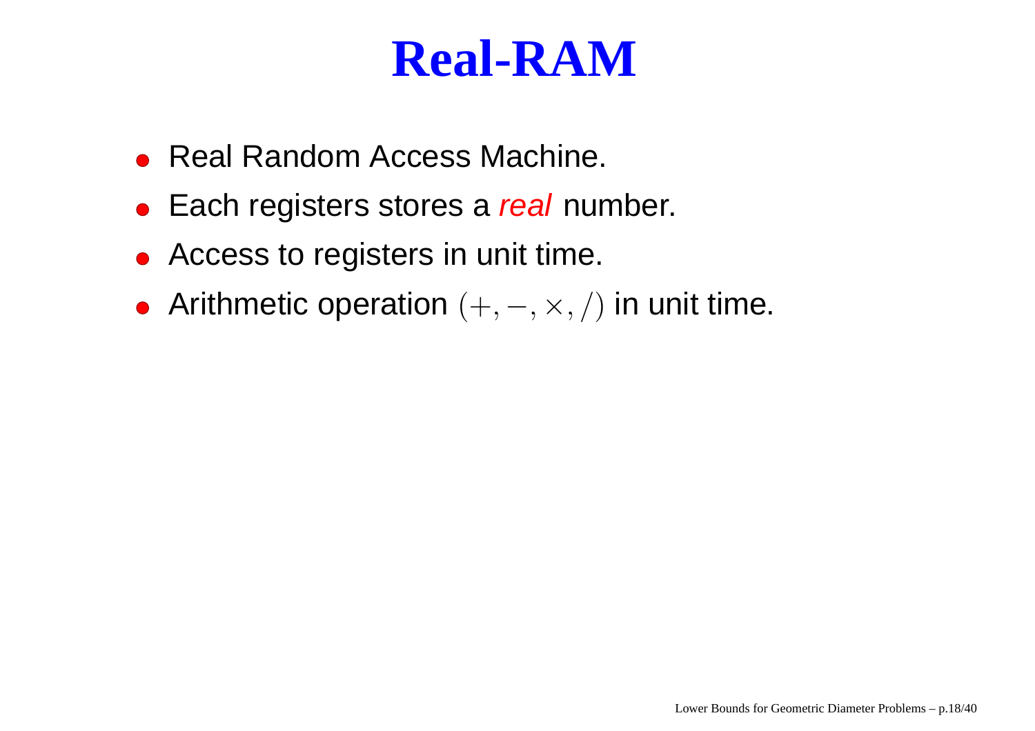# Real-RAM

- Real Random Access Machine.
- Each registers stores a *real* number.
- Access to registers in unit time.
- Arithmetic operation $(+, -, \times, /)$ in unit time.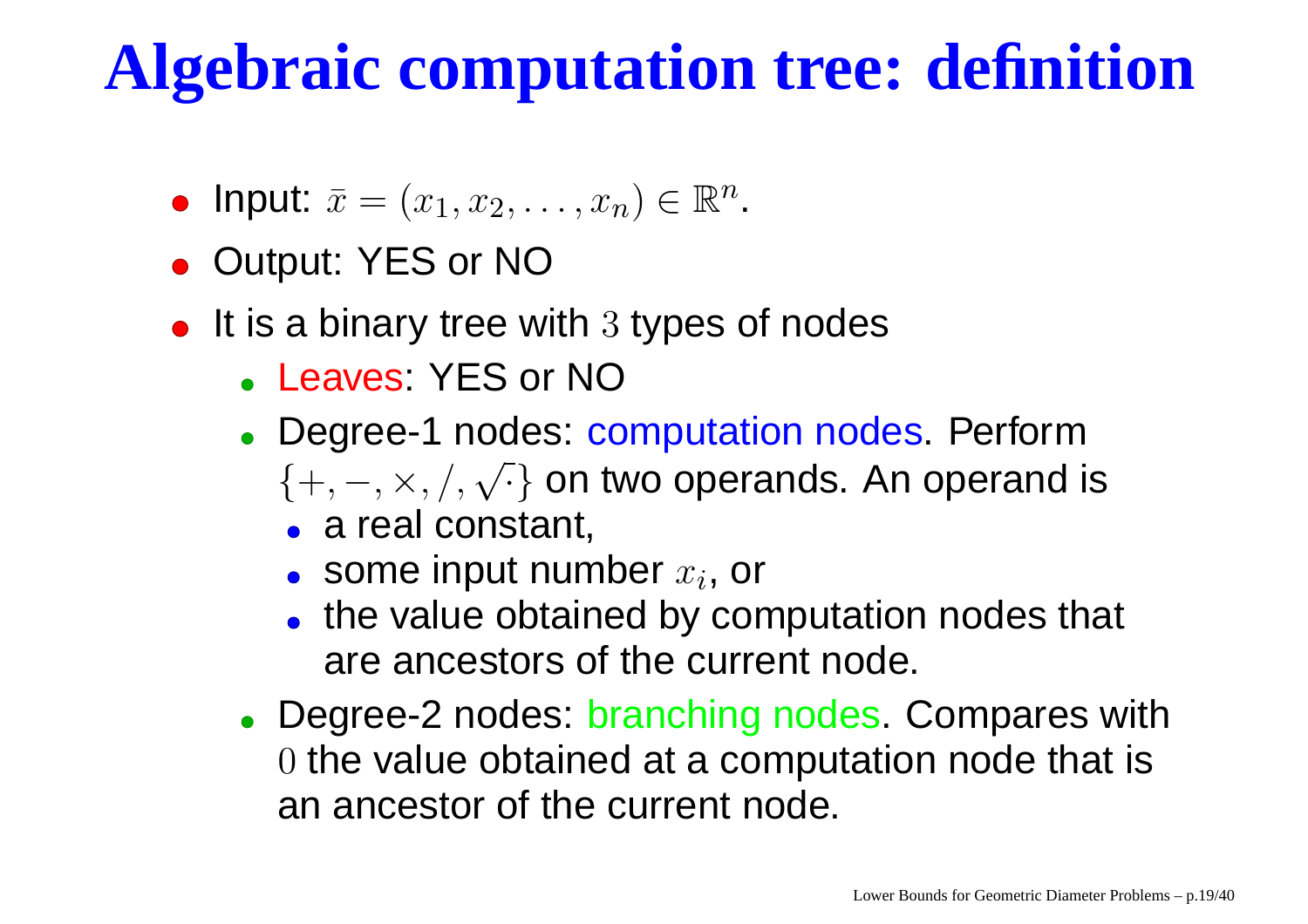# Algebraic computation tree: definition

- Input: $\bar{x} = (x_1, x_2, \ldots, x_n) \in \mathbb{R}^n$.
- Output: YES or NO
- It is a binary tree with $3$ types of nodes
  - Leaves: YES or NO
  - Degree-1 nodes: computation nodes. Perform $\{+, -, \times, /, \sqrt{\cdot}\}$ on two operands. An operand is
    - a real constant,
    - some input number $x_i$, or
    - the value obtained by computation nodes that are ancestors of the current node.
  - Degree-2 nodes: branching nodes. Compares with $0$ the value obtained at a computation node that is an ancestor of the current node.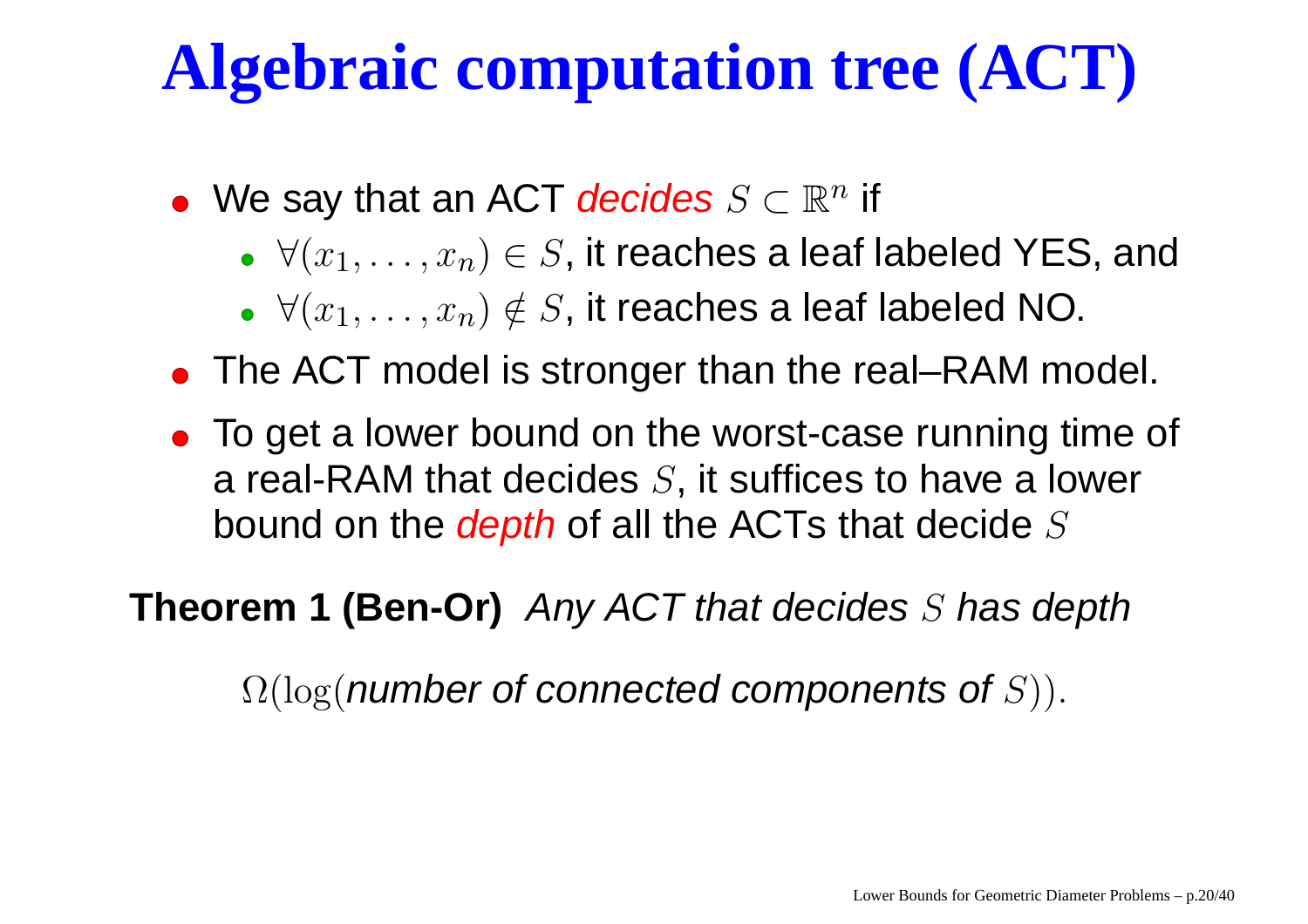# Algebraic computation tree (ACT)

- We say that an ACT *decides* $S \subset \mathbb{R}^n$ if
  - $\forall (x_1, \ldots, x_n) \in S$, it reaches a leaf labeled YES, and
  - $\forall (x_1, \ldots, x_n) \notin S$, it reaches a leaf labeled NO.
- The ACT model is stronger than the real–RAM model.
- To get a lower bound on the worst-case running time of a real-RAM that decides $S$, it suffices to have a lower bound on the *depth* of all the ACTs that decide $S$

**Theorem 1 (Ben-Or)** *Any ACT that decides $S$ has depth*

$$\Omega(\log(\textit{number of connected components of } S)).$$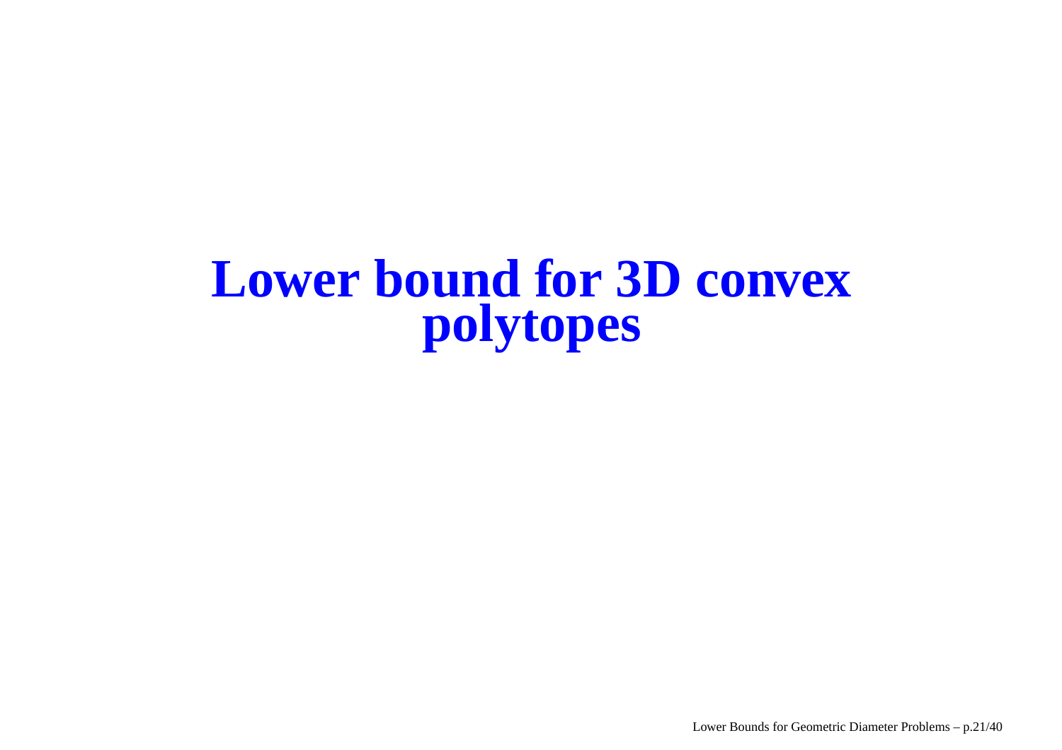# Lower bound for 3D convex polytopes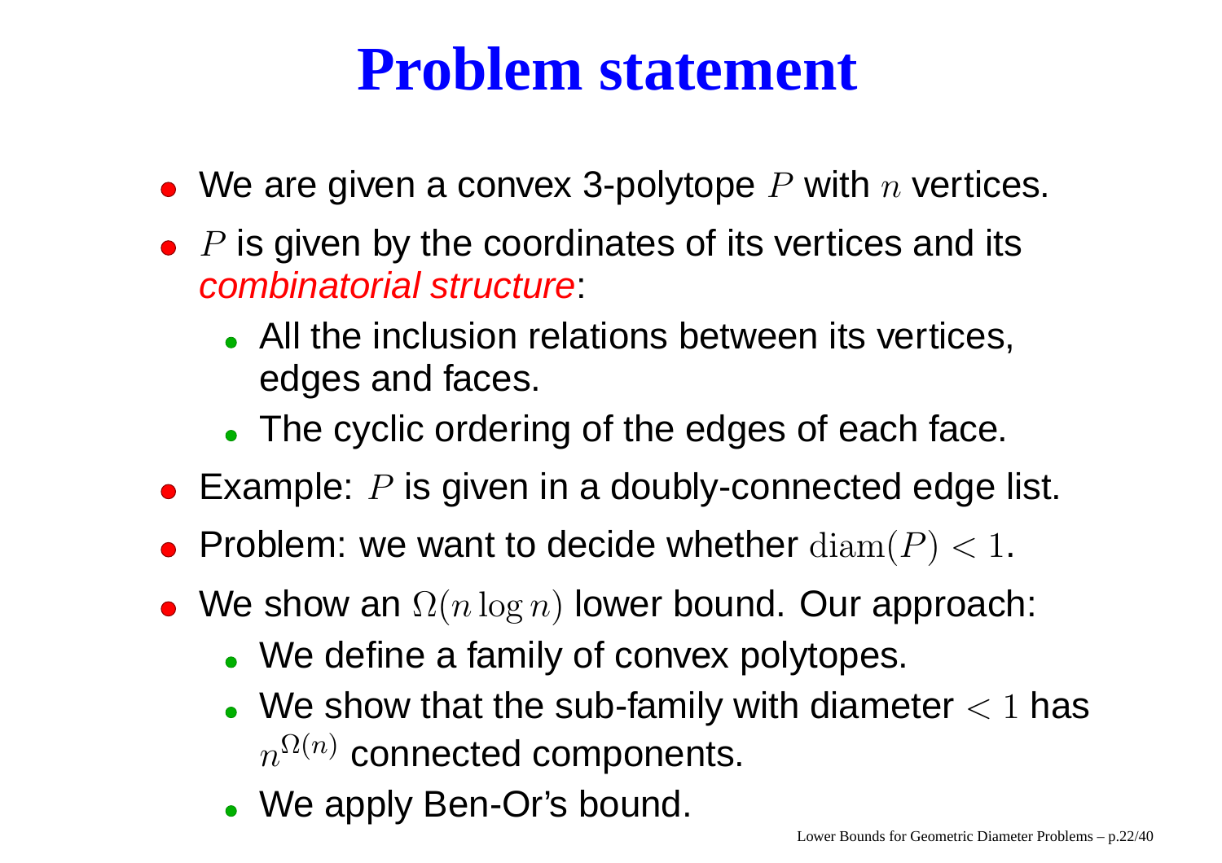# Problem statement

- We are given a convex 3-polytope $P$ with $n$ vertices.
- $P$ is given by the coordinates of its vertices and its *combinatorial structure*:
  - All the inclusion relations between its vertices, edges and faces.
  - The cyclic ordering of the edges of each face.
- Example: $P$ is given in a doubly-connected edge list.
- Problem: we want to decide whether $\mathrm{diam}(P) < 1$.
- We show an $\Omega(n \log n)$ lower bound. Our approach:
  - We define a family of convex polytopes.
  - We show that the sub-family with diameter $< 1$ has $n^{\Omega(n)}$ connected components.
  - We apply Ben-Or's bound.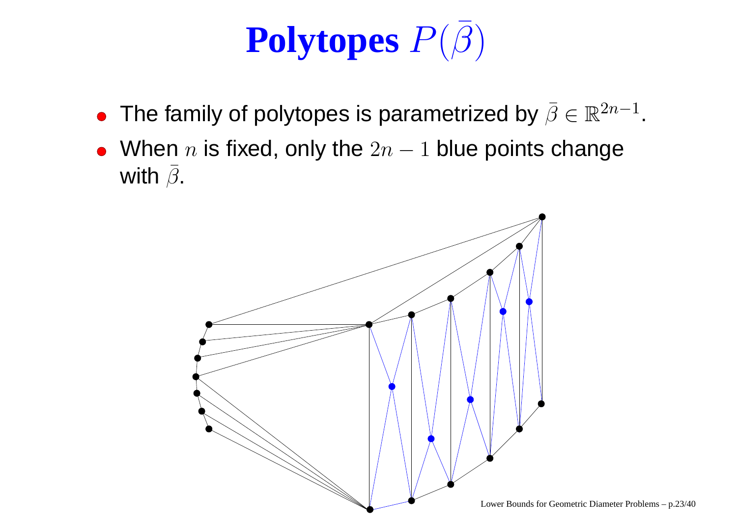# Polytopes $P(\bar{\beta})$

- The family of polytopes is parametrized by $\bar{\beta} \in \mathbb{R}^{2n-1}$.
- When $n$ is fixed, only the $2n-1$ blue points change with $\bar{\beta}$.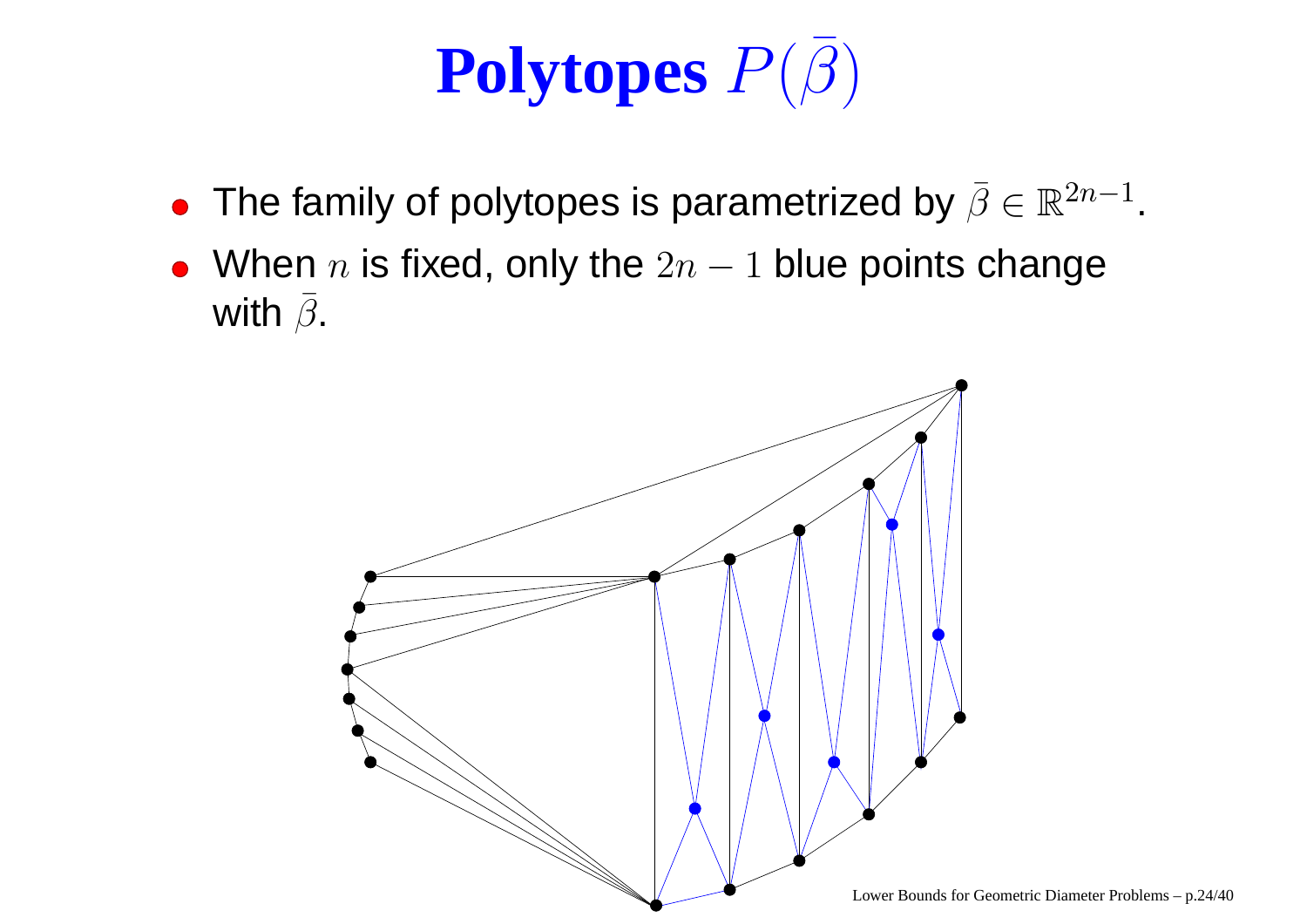# Polytopes $P(\bar{\beta})$

- The family of polytopes is parametrized by $\bar{\beta} \in \mathbb{R}^{2n-1}$.
- When $n$ is fixed, only the $2n - 1$ blue points change with $\bar{\beta}$.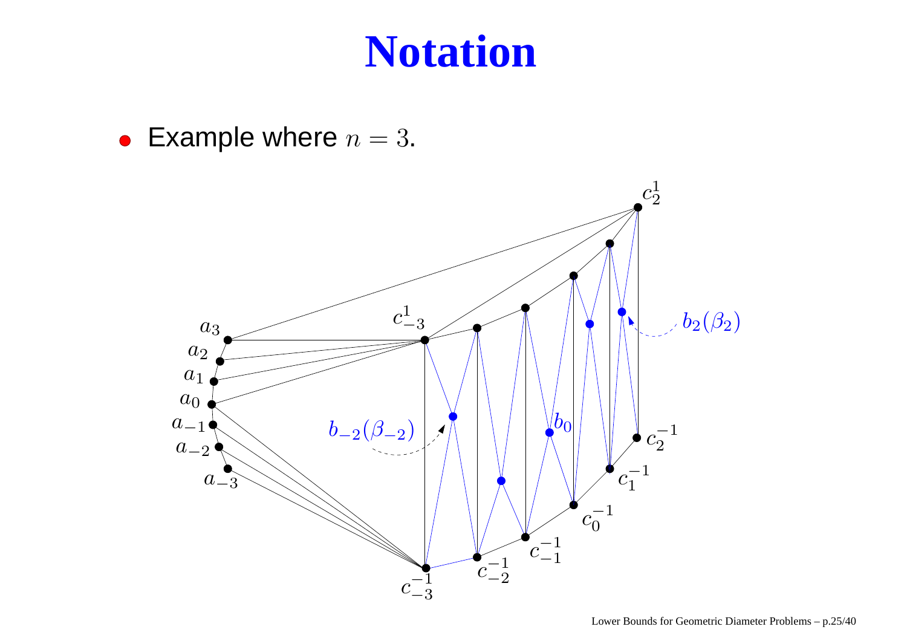# Notation

- Example where $n = 3$.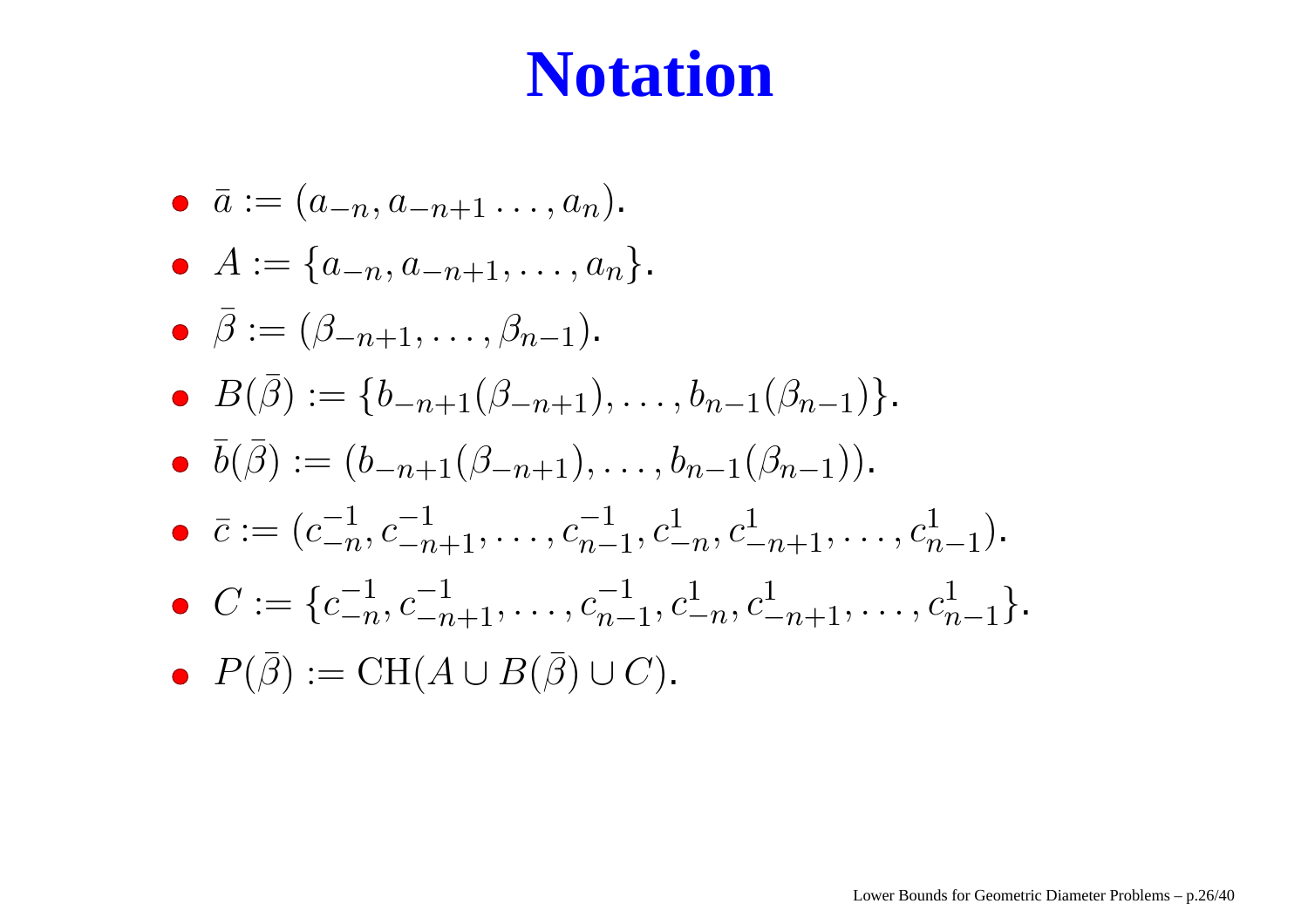# Notation

- $\bar{a} := (a_{-n}, a_{-n+1} \ldots, a_n)$.
- $A := \{a_{-n}, a_{-n+1}, \ldots, a_n\}$.
- $\bar{\beta} := (\beta_{-n+1}, \ldots, \beta_{n-1})$.
- $B(\bar{\beta}) := \{b_{-n+1}(\beta_{-n+1}), \ldots, b_{n-1}(\beta_{n-1})\}$.
- $\bar{b}(\bar{\beta}) := (b_{-n+1}(\beta_{-n+1}), \ldots, b_{n-1}(\beta_{n-1}))$.
- $\bar{c} := (c_{-n}^{-1}, c_{-n+1}^{-1}, \ldots, c_{n-1}^{-1}, c_{-n}^{1}, c_{-n+1}^{1}, \ldots, c_{n-1}^{1})$.
- $C := \{c_{-n}^{-1}, c_{-n+1}^{-1}, \ldots, c_{n-1}^{-1}, c_{-n}^{1}, c_{-n+1}^{1}, \ldots, c_{n-1}^{1}\}$.
- $P(\bar{\beta}) := \mathrm{CH}(A \cup B(\bar{\beta}) \cup C)$.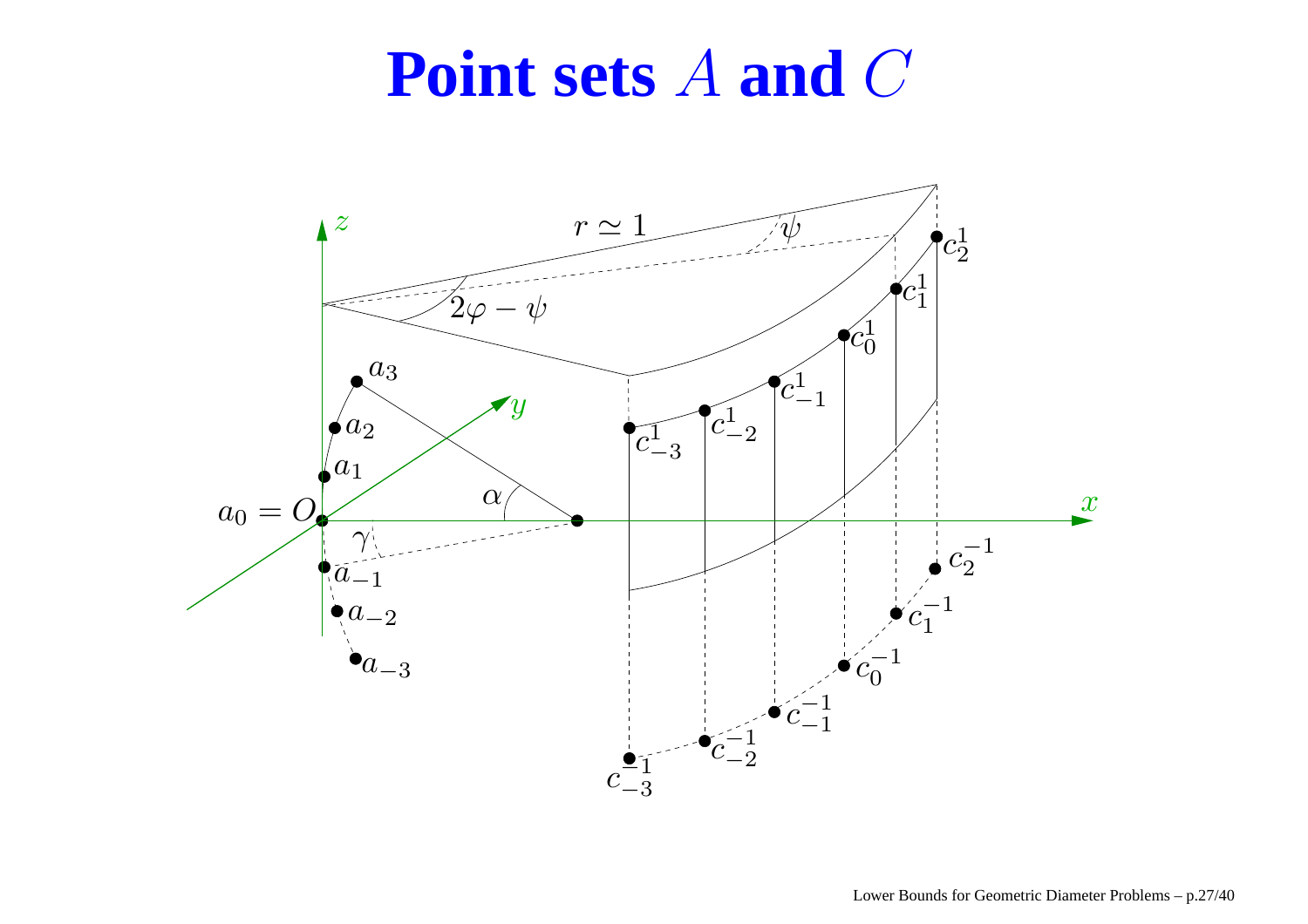# Point sets $A$ and $C$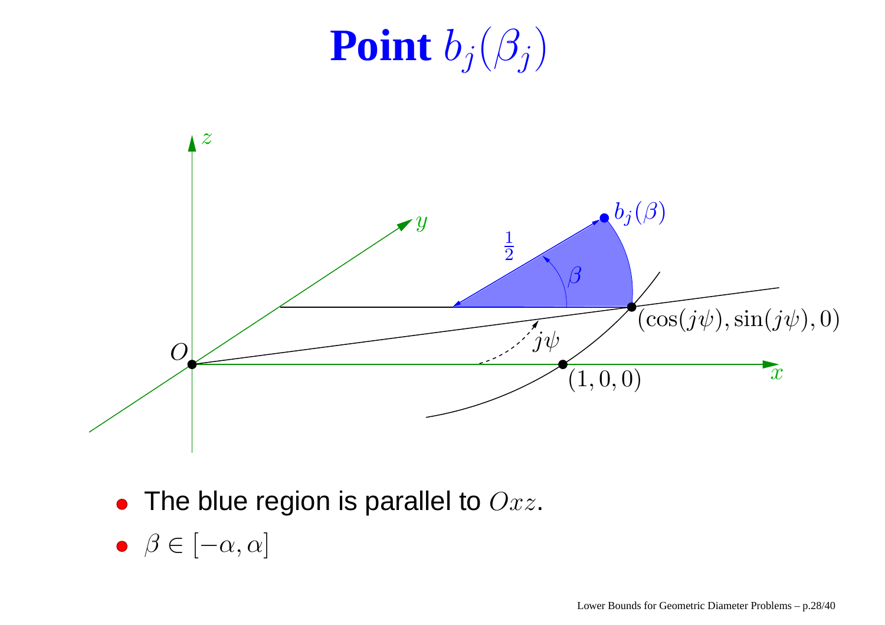# Point $b_j(\beta_j)$

- The blue region is parallel to $Oxz$.
- $\beta \in [-\alpha, \alpha]$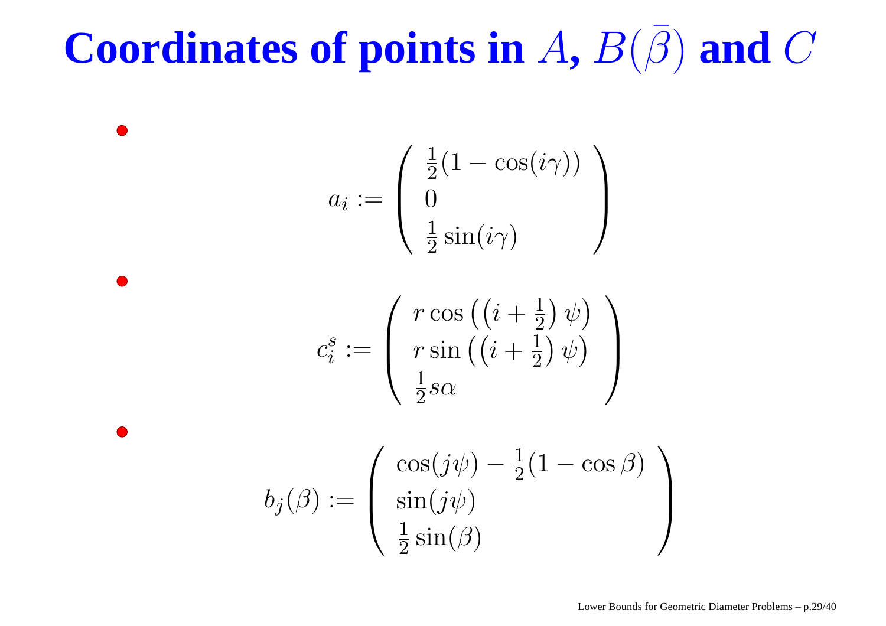# Coordinates of points in $A$, $B(\bar{\beta})$ and $C$

- $$a_i := \begin{pmatrix} \frac{1}{2}(1 - \cos(i\gamma)) \\ 0 \\ \frac{1}{2}\sin(i\gamma) \end{pmatrix}$$

- $$c_i^s := \begin{pmatrix} r\cos\left(\left(i + \frac{1}{2}\right)\psi\right) \\ r\sin\left(\left(i + \frac{1}{2}\right)\psi\right) \\ \frac{1}{2}s\alpha \end{pmatrix}$$

- $$b_j(\beta) := \begin{pmatrix} \cos(j\psi) - \frac{1}{2}(1 - \cos\beta) \\ \sin(j\psi) \\ \frac{1}{2}\sin(\beta) \end{pmatrix}$$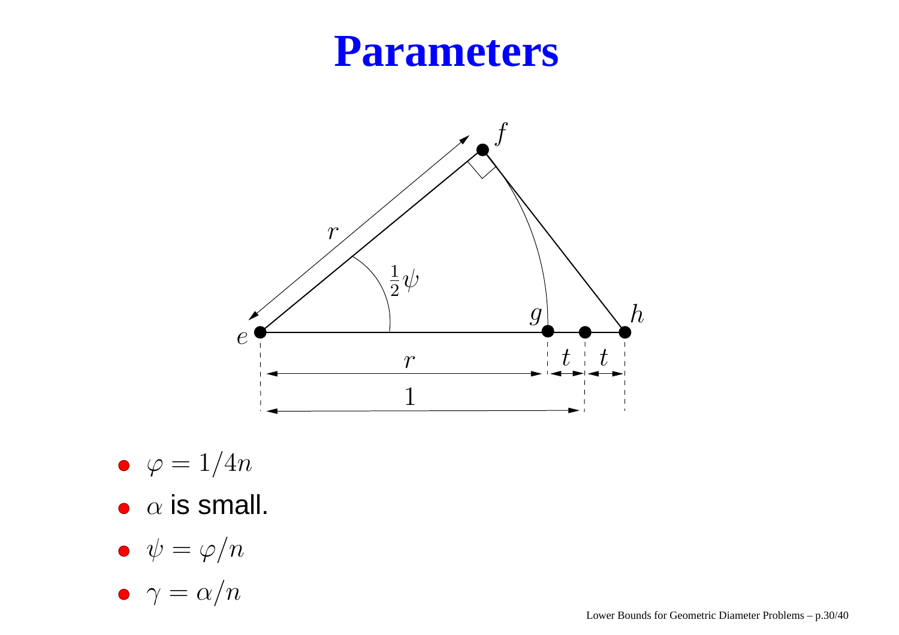# Parameters

- $\varphi = 1/4n$
- $\alpha$ is small.
- $\psi = \varphi/n$
- $\gamma = \alpha/n$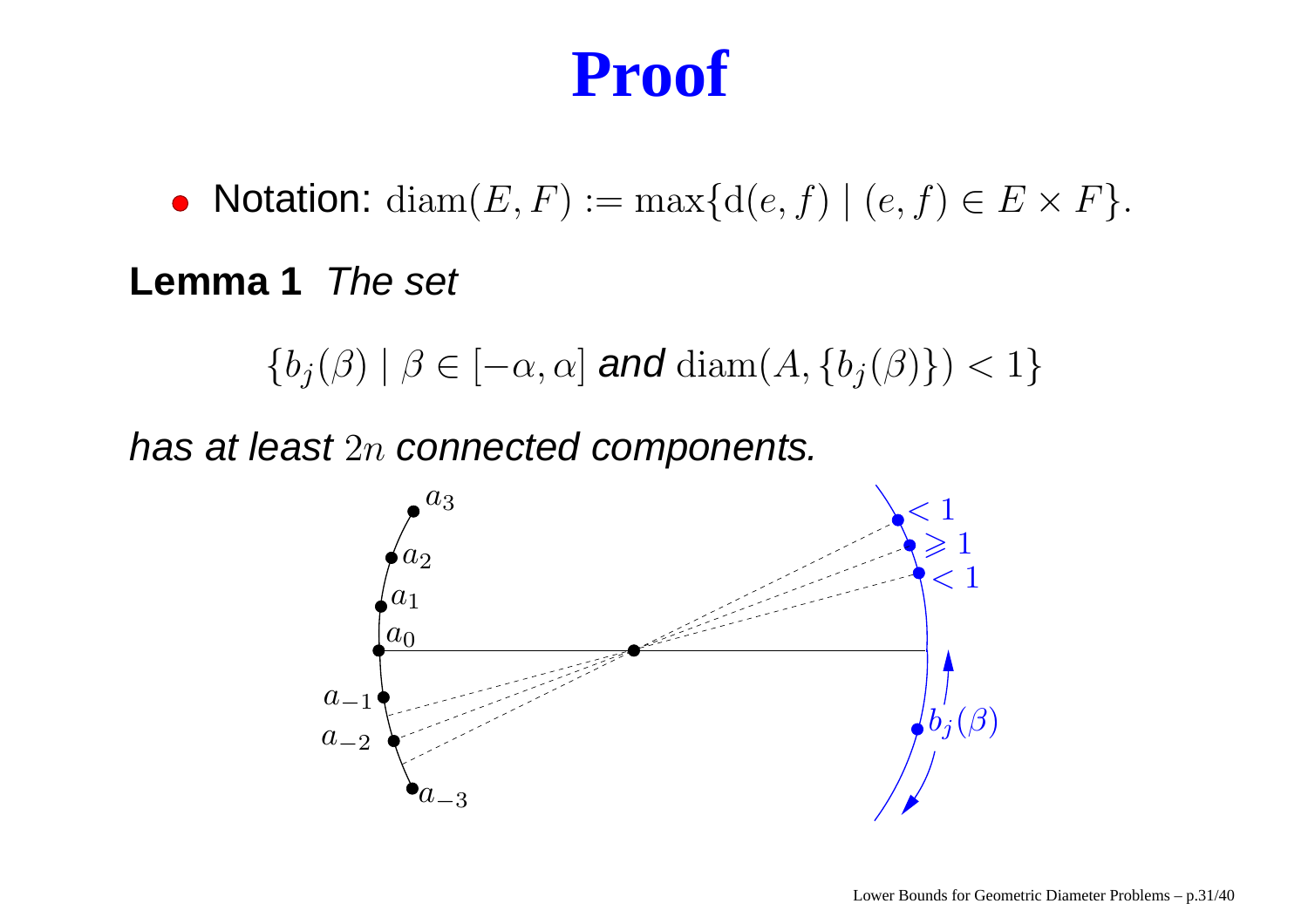# Proof

- Notation: $\operatorname{diam}(E, F) := \max\{d(e, f) \mid (e, f) \in E \times F\}$.

**Lemma 1** *The set*

$$\{b_j(\beta) \mid \beta \in [-\alpha, \alpha] \text{ and } \operatorname{diam}(A, \{b_j(\beta)\}) < 1\}$$

*has at least $2n$ connected components.*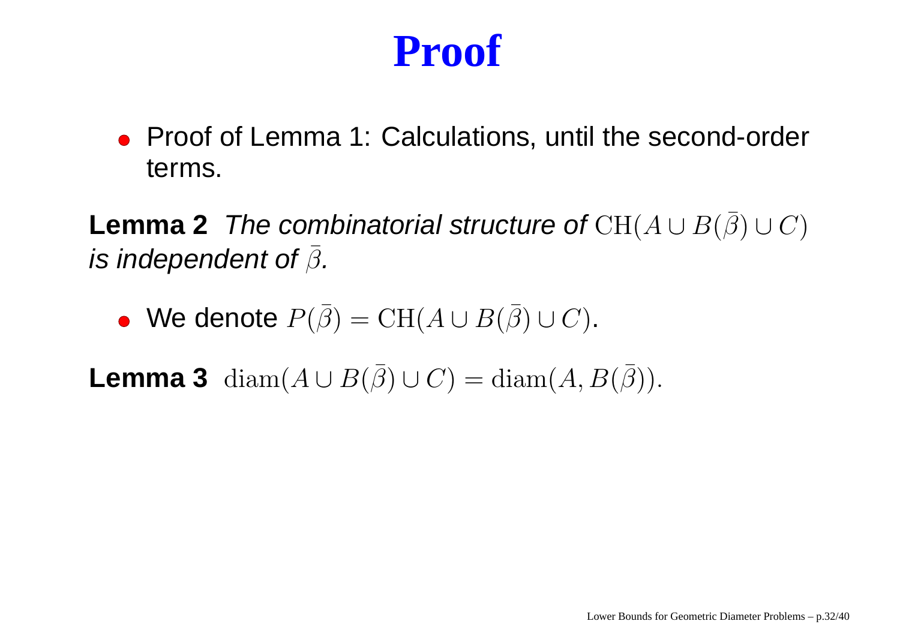# Proof

- Proof of Lemma 1: Calculations, until the second-order terms.

**Lemma 2** *The combinatorial structure of* $\mathrm{CH}(A \cup B(\bar{\beta}) \cup C)$ *is independent of* $\bar{\beta}$.

- We denote $P(\bar{\beta}) = \mathrm{CH}(A \cup B(\bar{\beta}) \cup C)$.

**Lemma 3** $\mathrm{diam}(A \cup B(\bar{\beta}) \cup C) = \mathrm{diam}(A, B(\bar{\beta}))$.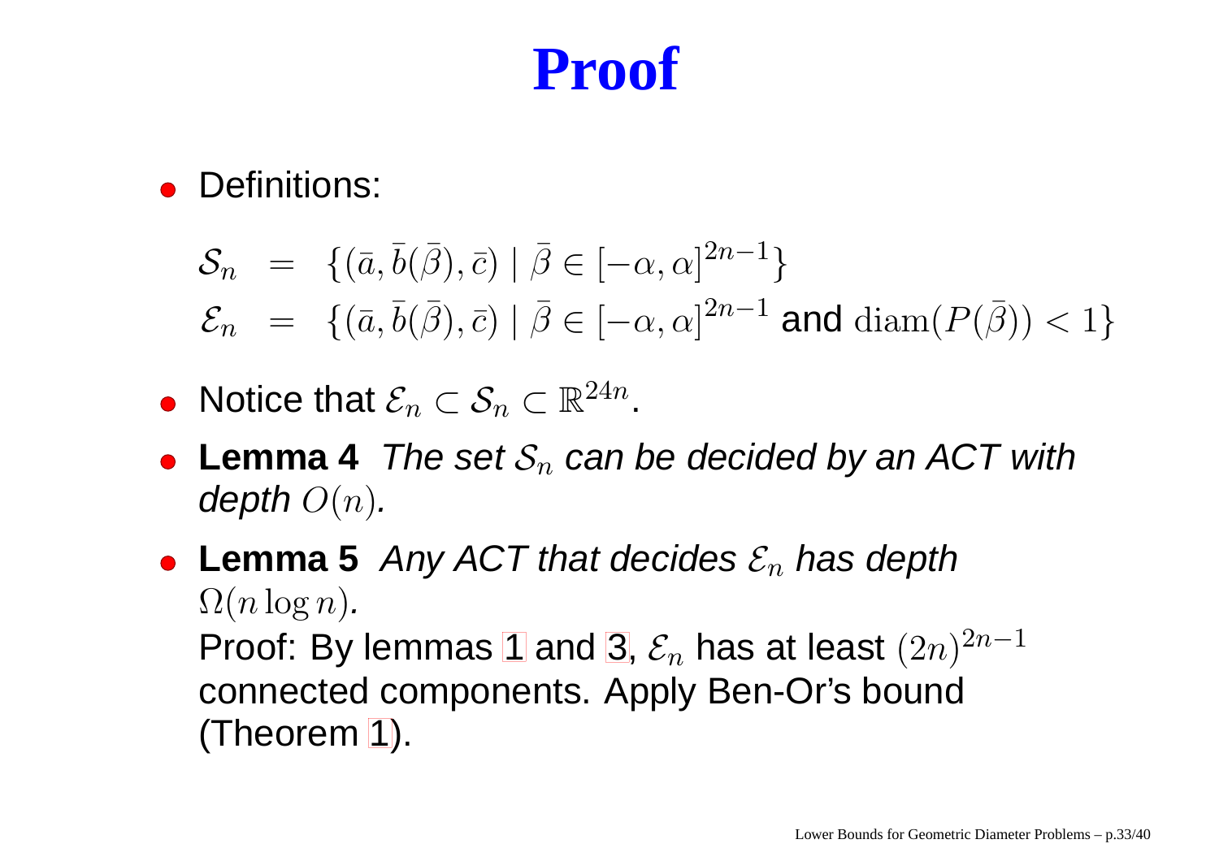# Proof

- Definitions:

$$
\begin{aligned}
\mathcal{S}_n &= \{(\bar{a}, \bar{b}(\bar{\beta}), \bar{c}) \mid \bar{\beta} \in [-\alpha, \alpha]^{2n-1}\} \\
\mathcal{E}_n &= \{(\bar{a}, \bar{b}(\bar{\beta}), \bar{c}) \mid \bar{\beta} \in [-\alpha, \alpha]^{2n-1} \text{ and } \operatorname{diam}(P(\bar{\beta})) < 1\}
\end{aligned}
$$

- Notice that $\mathcal{E}_n \subset \mathcal{S}_n \subset \mathbb{R}^{24n}$.
- **Lemma 4** *The set $\mathcal{S}_n$ can be decided by an ACT with depth $O(n)$.*
- **Lemma 5** *Any ACT that decides $\mathcal{E}_n$ has depth $\Omega(n \log n)$.*
  Proof: By lemmas 1 and 3, $\mathcal{E}_n$ has at least $(2n)^{2n-1}$ connected components. Apply Ben-Or's bound (Theorem 1).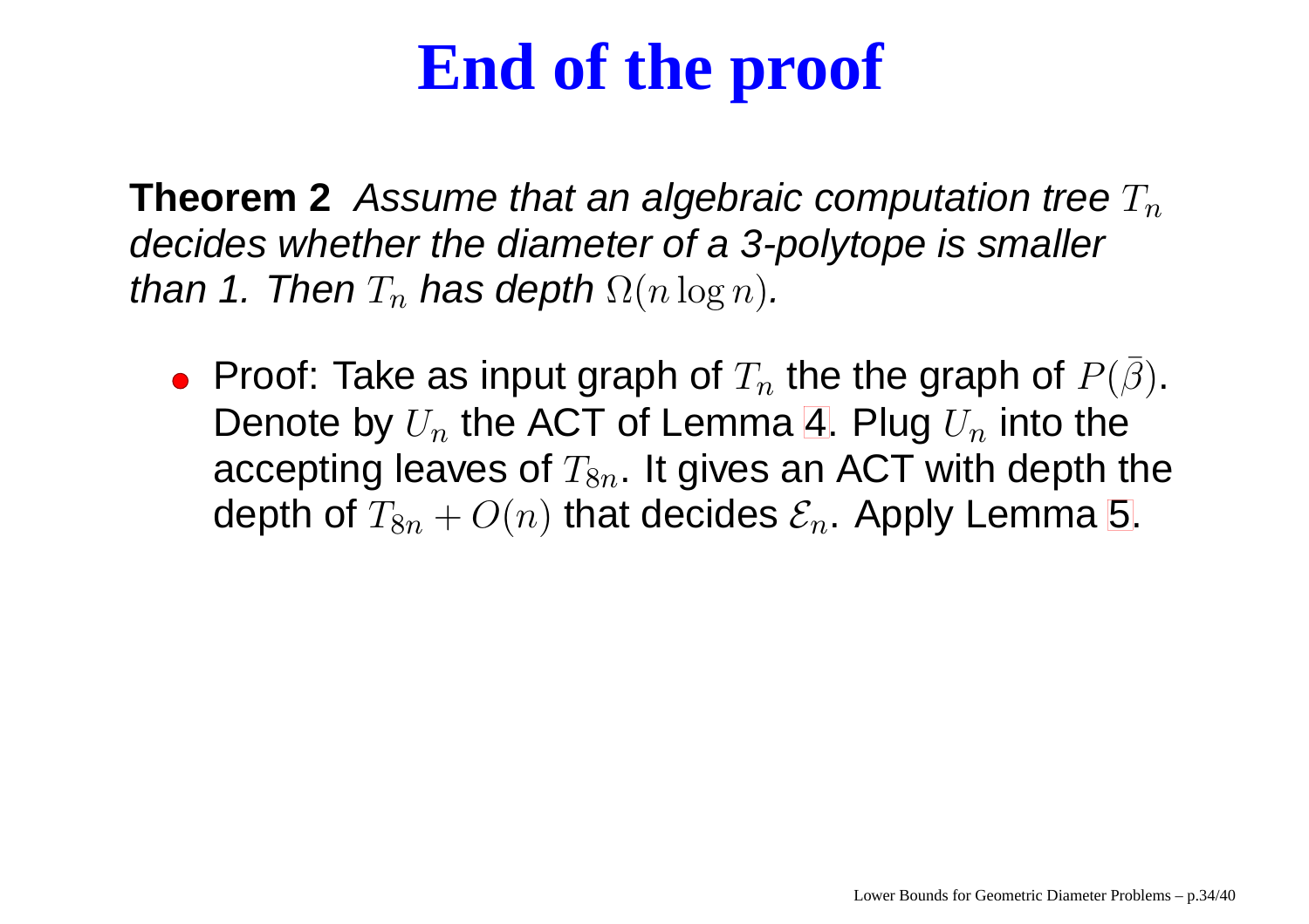# End of the proof

**Theorem 2** *Assume that an algebraic computation tree $T_n$ decides whether the diameter of a 3-polytope is smaller than 1. Then $T_n$ has depth $\Omega(n \log n)$.*

- Proof: Take as input graph of $T_n$ the the graph of $P(\bar{\beta})$. Denote by $U_n$ the ACT of Lemma 4. Plug $U_n$ into the accepting leaves of $T_{8n}$. It gives an ACT with depth the depth of $T_{8n} + O(n)$ that decides $\mathcal{E}_n$. Apply Lemma 5.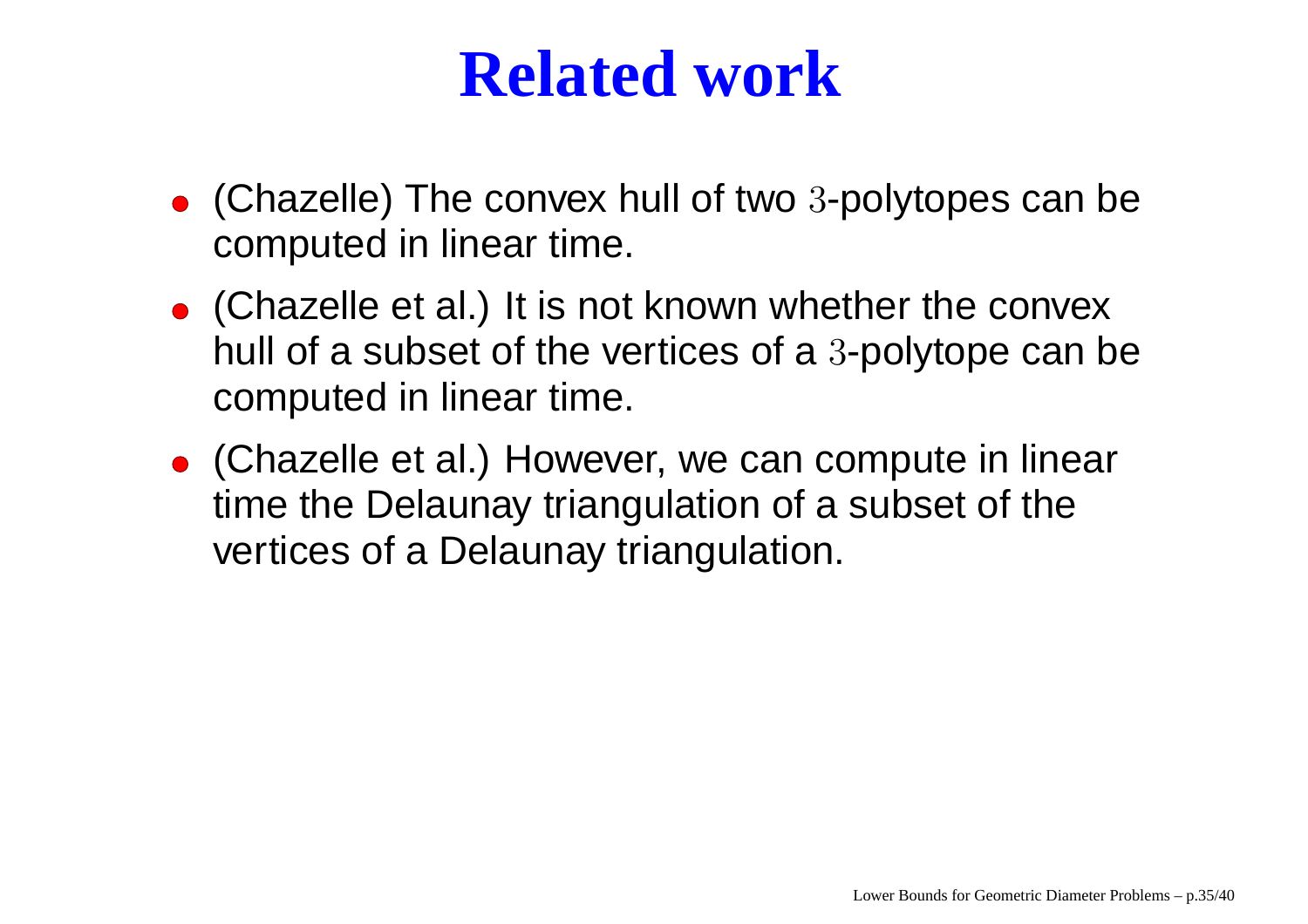# Related work

- (Chazelle) The convex hull of two $3$-polytopes can be computed in linear time.
- (Chazelle et al.) It is not known whether the convex hull of a subset of the vertices of a $3$-polytope can be computed in linear time.
- (Chazelle et al.) However, we can compute in linear time the Delaunay triangulation of a subset of the vertices of a Delaunay triangulation.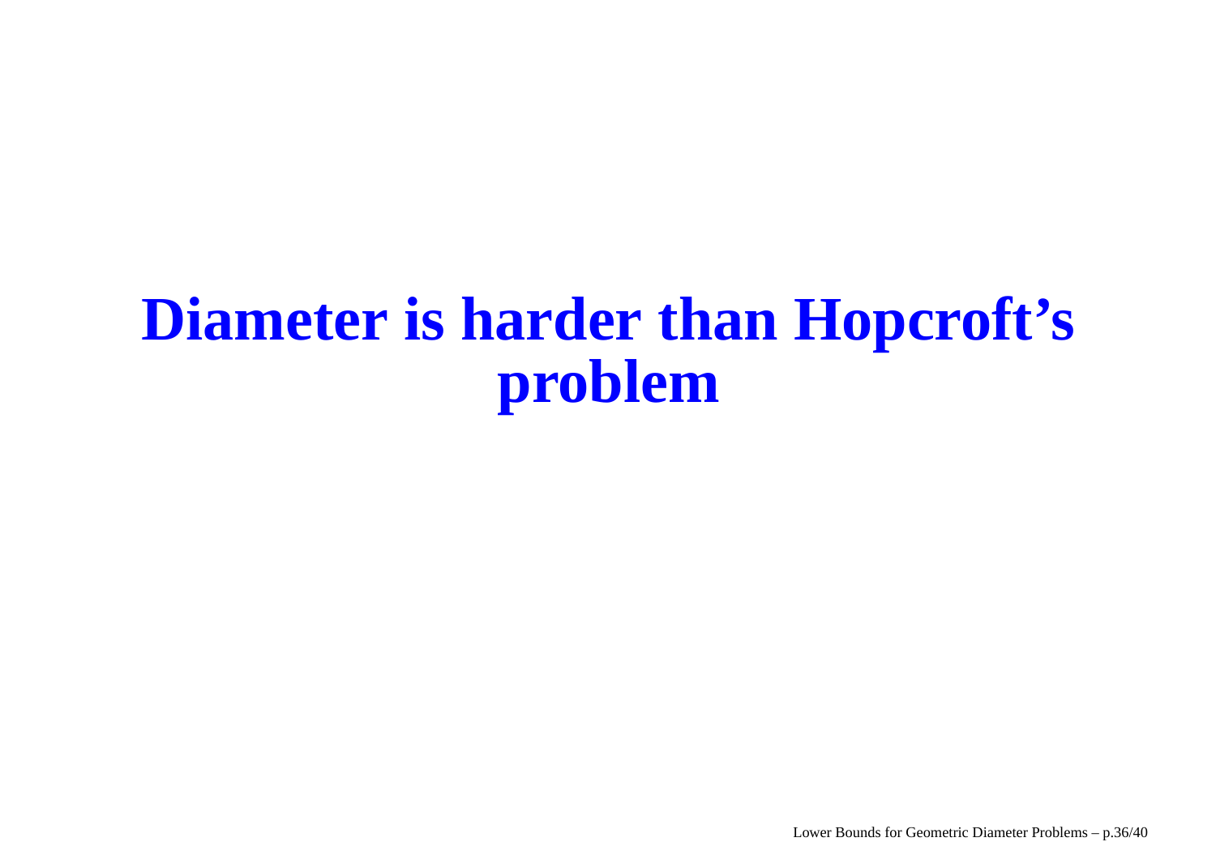# Diameter is harder than Hopcroft's problem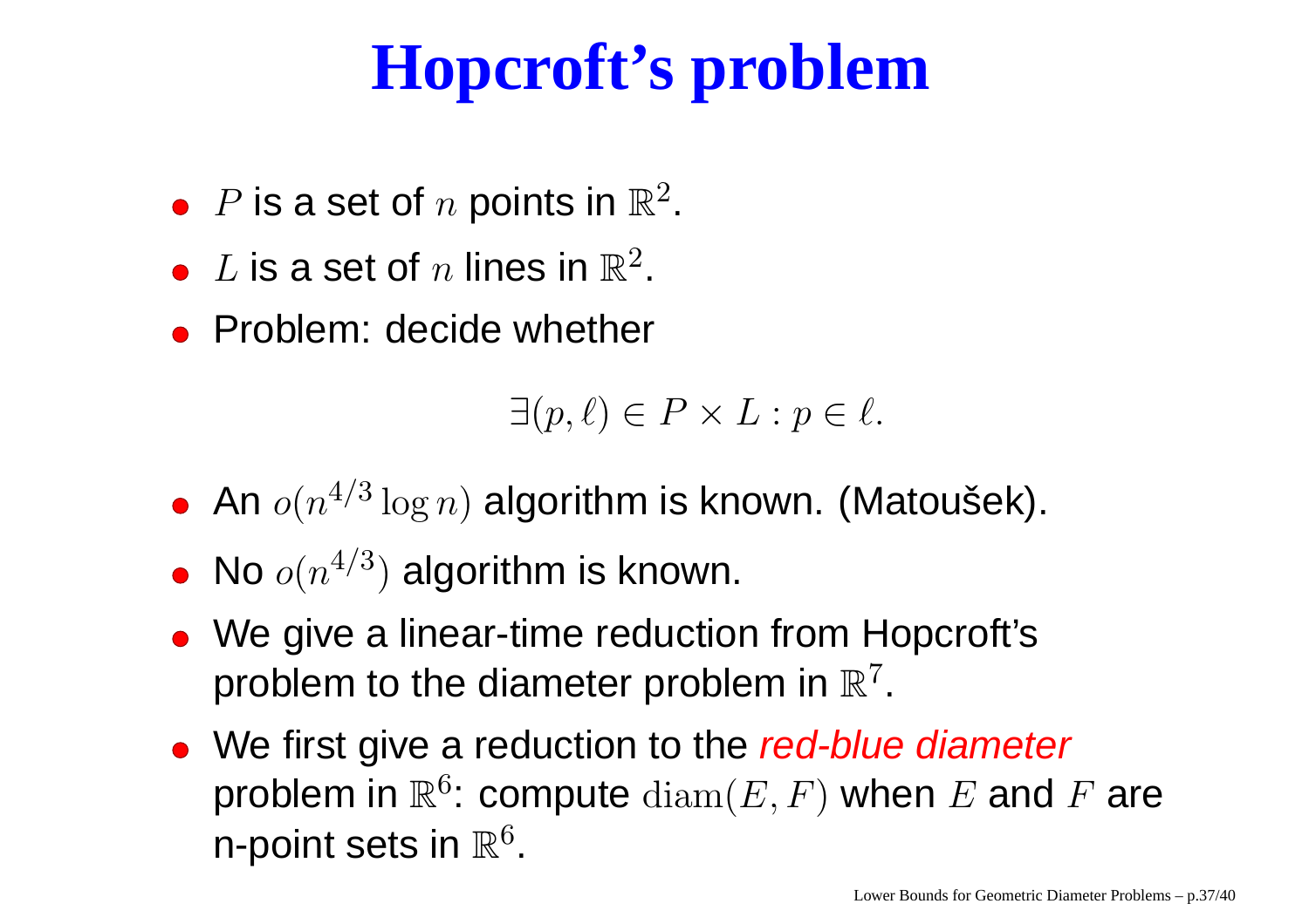# Hopcroft's problem

- $P$ is a set of $n$ points in $\mathbb{R}^2$.
- $L$ is a set of $n$ lines in $\mathbb{R}^2$.
- Problem: decide whether

$$\exists (p, \ell) \in P \times L : p \in \ell.$$

- An $o(n^{4/3} \log n)$ algorithm is known. (Matoušek).
- No $o(n^{4/3})$ algorithm is known.
- We give a linear-time reduction from Hopcroft's problem to the diameter problem in $\mathbb{R}^7$.
- We first give a reduction to the *red-blue diameter* problem in $\mathbb{R}^6$: compute $\mathrm{diam}(E, F)$ when $E$ and $F$ are n-point sets in $\mathbb{R}^6$.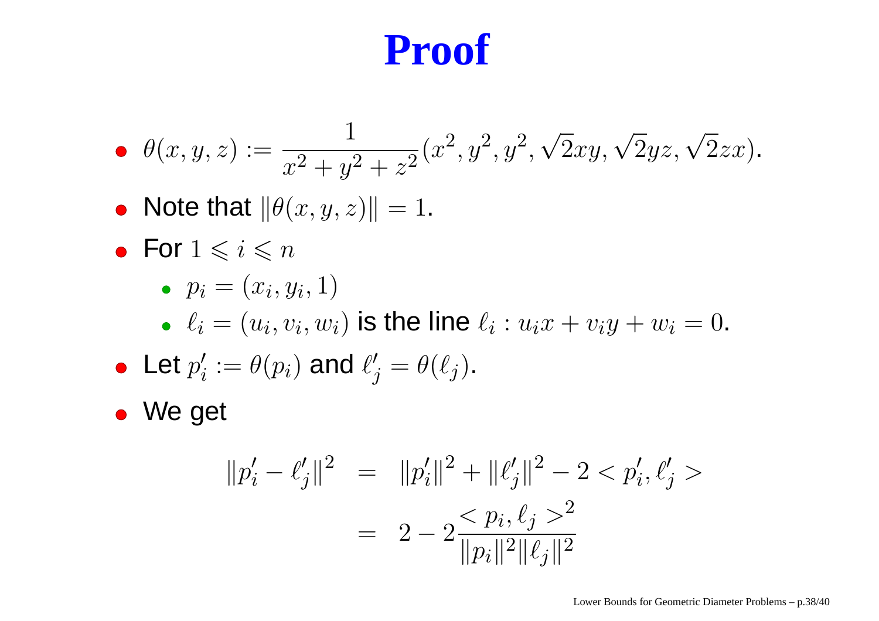# Proof

- $\theta(x, y, z) := \dfrac{1}{x^2 + y^2 + z^2}(x^2, y^2, y^2, \sqrt{2}xy, \sqrt{2}yz, \sqrt{2}zx)$.
- Note that $\|\theta(x, y, z)\| = 1$.
- For $1 \leqslant i \leqslant n$
  - $p_i = (x_i, y_i, 1)$
  - $\ell_i = (u_i, v_i, w_i)$ is the line $\ell_i : u_i x + v_i y + w_i = 0$.
- Let $p'_i := \theta(p_i)$ and $\ell'_j = \theta(\ell_j)$.
- We get

$$
\begin{aligned}
\|p'_i - \ell'_j\|^2 &= \|p'_i\|^2 + \|\ell'_j\|^2 - 2 < p'_i, \ell'_j > \\
&= 2 - 2\frac{< p_i, \ell_j >^2}{\|p_i\|^2 \|\ell_j\|^2}
\end{aligned}
$$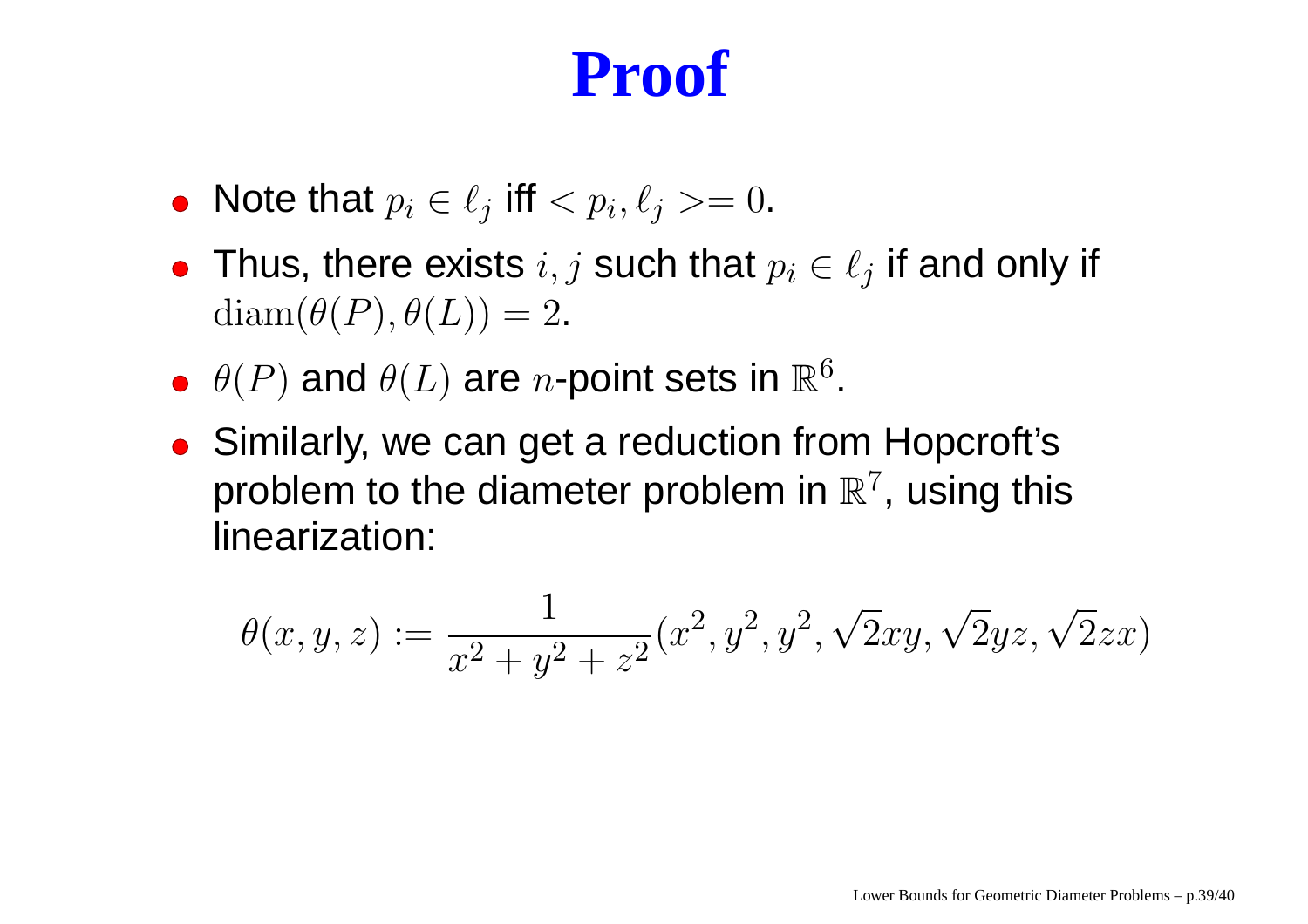# Proof

- Note that $p_i \in \ell_j$ iff $< p_i, \ell_j >= 0$.
- Thus, there exists $i, j$ such that $p_i \in \ell_j$ if and only if $\mathrm{diam}(\theta(P), \theta(L)) = 2$.
- $\theta(P)$ and $\theta(L)$ are $n$-point sets in $\mathbb{R}^6$.
- Similarly, we can get a reduction from Hopcroft's problem to the diameter problem in $\mathbb{R}^7$, using this linearization:

$$\theta(x, y, z) := \frac{1}{x^2 + y^2 + z^2}(x^2, y^2, y^2, \sqrt{2}xy, \sqrt{2}yz, \sqrt{2}zx)$$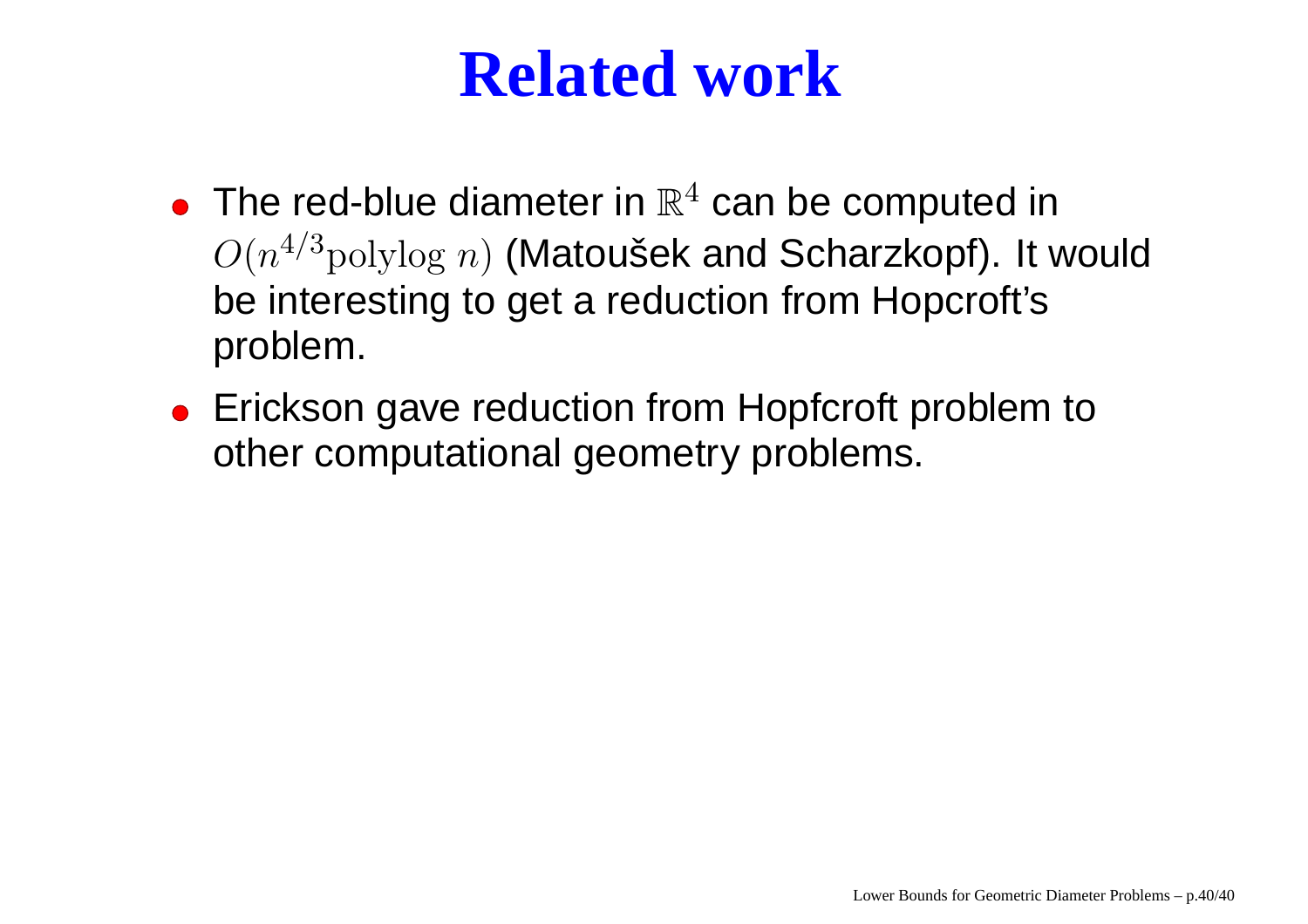# Related work

- The red-blue diameter in $\mathbb{R}^4$ can be computed in $O(n^{4/3}\text{polylog } n)$ (Matoušek and Scharzkopf). It would be interesting to get a reduction from Hopcroft's problem.
- Erickson gave reduction from Hopfcroft problem to other computational geometry problems.